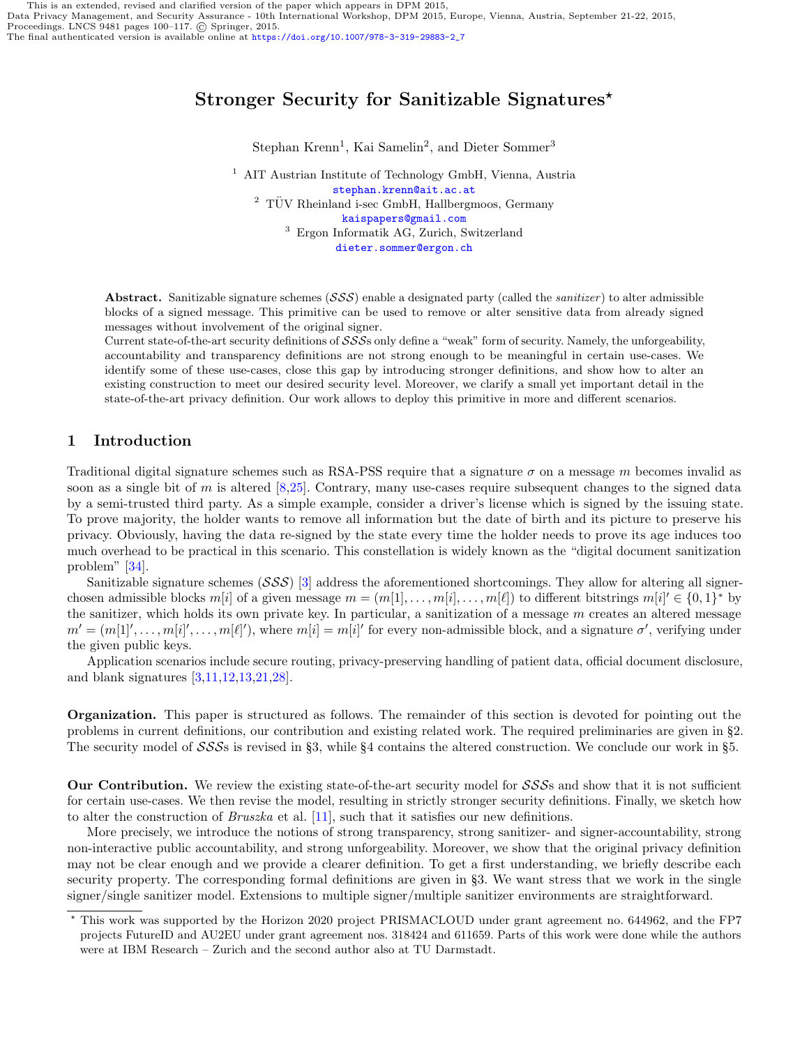This is an extended, revised and clarified version of the paper which appears in DPM 2015, Data Privacy Management, and Security Assurance - 10th International Workshop, DPM 2015, Europe, Vienna, Austria, September 21-22, 2015, Proceedings. LNCS 9481 pages 100–117. © Springer, 2015. The final authenticated version is available online at https://doi.org/10.1007/978-3-319-29883-2_7

# Stronger Security for Sanitizable Signatures*

Stephan Krenn[1], Kai Samelin[2], and Dieter Sommer[3]

[1] AIT Austrian Institute of Technology GmbH, Vienna, Austria
stephan.krenn@ait.ac.at
[2] TÜV Rheinland i-sec GmbH, Hallbergmoos, Germany
kaispapers@gmail.com
[3] Ergon Informatik AG, Zurich, Switzerland
dieter.sommer@ergon.ch

**Abstract.** Sanitizable signature schemes ($\mathcal{SSS}$) enable a designated party (called the *sanitizer*) to alter admissible blocks of a signed message. This primitive can be used to remove or alter sensitive data from already signed messages without involvement of the original signer.
Current state-of-the-art security definitions of $\mathcal{SSS}$s only define a "weak" form of security. Namely, the unforgeability, accountability and transparency definitions are not strong enough to be meaningful in certain use-cases. We identify some of these use-cases, close this gap by introducing stronger definitions, and show how to alter an existing construction to meet our desired security level. Moreover, we clarify a small yet important detail in the state-of-the-art privacy definition. Our work allows to deploy this primitive in more and different scenarios.

## 1 Introduction

Traditional digital signature schemes such as RSA-PSS require that a signature $\sigma$ on a message $m$ becomes invalid as soon as a single bit of $m$ is altered [8,25]. Contrary, many use-cases require subsequent changes to the signed data by a semi-trusted third party. As a simple example, consider a driver's license which is signed by the issuing state. To prove majority, the holder wants to remove all information but the date of birth and its picture to preserve his privacy. Obviously, having the data re-signed by the state every time the holder needs to prove its age induces too much overhead to be practical in this scenario. This constellation is widely known as the "digital document sanitization problem" [34].

Sanitizable signature schemes ($\mathcal{SSS}$) [3] address the aforementioned shortcomings. They allow for altering all signer-chosen admissible blocks $m[i]$ of a given message $m = (m[1], \ldots, m[i], \ldots, m[\ell])$ to different bitstrings $m[i]' \in \{0,1\}^*$ by the sanitizer, which holds its own private key. In particular, a sanitization of a message $m$ creates an altered message $m' = (m[1]', \ldots, m[i]', \ldots, m[\ell]')$, where $m[i] = m[i]'$ for every non-admissible block, and a signature $\sigma'$, verifying under the given public keys.

Application scenarios include secure routing, privacy-preserving handling of patient data, official document disclosure, and blank signatures [3,11,12,13,21,28].

**Organization.** This paper is structured as follows. The remainder of this section is devoted for pointing out the problems in current definitions, our contribution and existing related work. The required preliminaries are given in §2. The security model of $\mathcal{SSS}$s is revised in §3, while §4 contains the altered construction. We conclude our work in §5.

**Our Contribution.** We review the existing state-of-the-art security model for $\mathcal{SSS}$s and show that it is not sufficient for certain use-cases. We then revise the model, resulting in strictly stronger security definitions. Finally, we sketch how to alter the construction of *Bruszka* et al. [11], such that it satisfies our new definitions.

More precisely, we introduce the notions of strong transparency, strong sanitizer- and signer-accountability, strong non-interactive public accountability, and strong unforgeability. Moreover, we show that the original privacy definition may not be clear enough and we provide a clearer definition. To get a first understanding, we briefly describe each security property. The corresponding formal definitions are given in §3. We want stress that we work in the single signer/single sanitizer model. Extensions to multiple signer/multiple sanitizer environments are straightforward.

* This work was supported by the Horizon 2020 project PRISMACLOUD under grant agreement no. 644962, and the FP7 projects FutureID and AU2EU under grant agreement nos. 318424 and 611659. Parts of this work were done while the authors were at IBM Research – Zurich and the second author also at TU Darmstadt.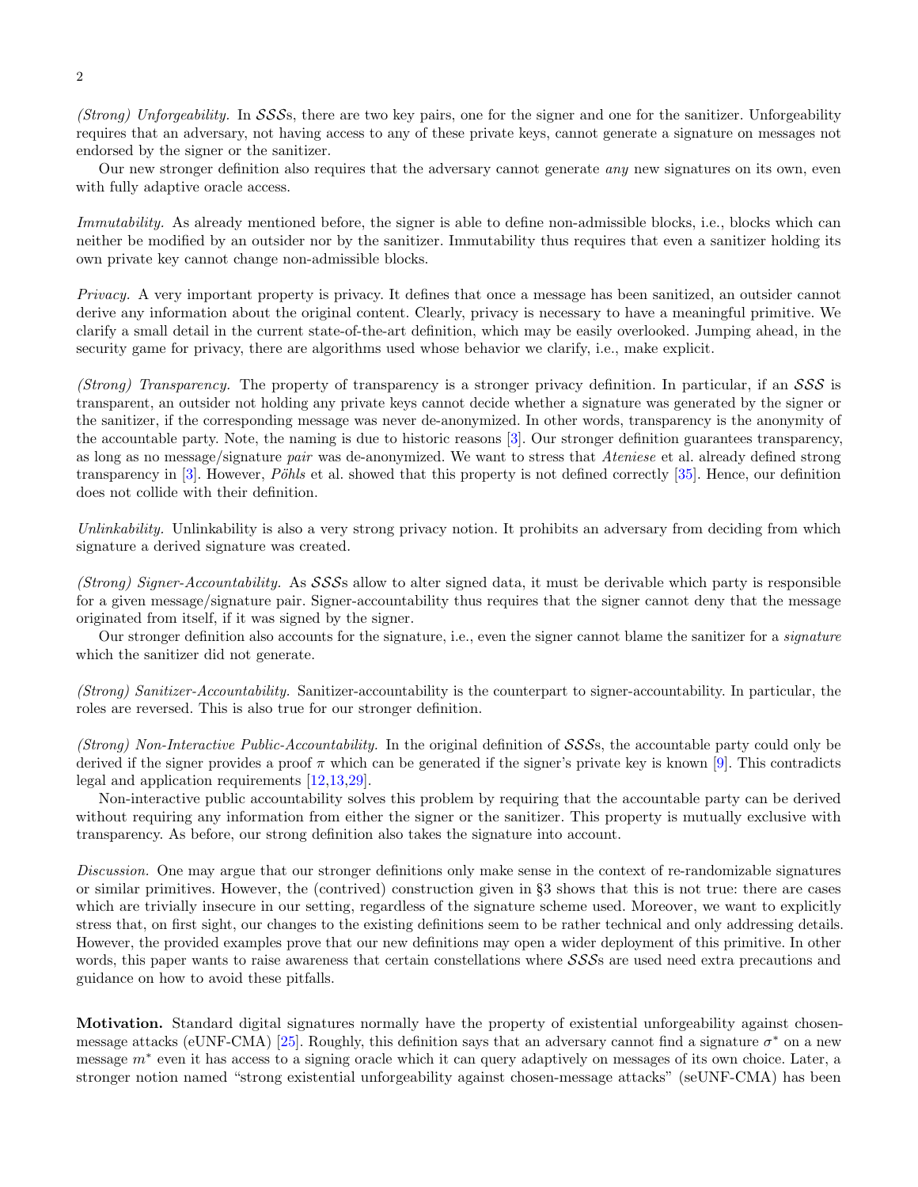*(Strong) Unforgeability.* In $\mathcal{SSS}$s, there are two key pairs, one for the signer and one for the sanitizer. Unforgeability requires that an adversary, not having access to any of these private keys, cannot generate a signature on messages not endorsed by the signer or the sanitizer.

Our new stronger definition also requires that the adversary cannot generate *any* new signatures on its own, even with fully adaptive oracle access.

*Immutability.* As already mentioned before, the signer is able to define non-admissible blocks, i.e., blocks which can neither be modified by an outsider nor by the sanitizer. Immutability thus requires that even a sanitizer holding its own private key cannot change non-admissible blocks.

*Privacy.* A very important property is privacy. It defines that once a message has been sanitized, an outsider cannot derive any information about the original content. Clearly, privacy is necessary to have a meaningful primitive. We clarify a small detail in the current state-of-the-art definition, which may be easily overlooked. Jumping ahead, in the security game for privacy, there are algorithms used whose behavior we clarify, i.e., make explicit.

*(Strong) Transparency.* The property of transparency is a stronger privacy definition. In particular, if an $\mathcal{SSS}$ is transparent, an outsider not holding any private keys cannot decide whether a signature was generated by the signer or the sanitizer, if the corresponding message was never de-anonymized. In other words, transparency is the anonymity of the accountable party. Note, the naming is due to historic reasons [3]. Our stronger definition guarantees transparency, as long as no message/signature *pair* was de-anonymized. We want to stress that *Ateniese* et al. already defined strong transparency in [3]. However, *Pöhls* et al. showed that this property is not defined correctly [35]. Hence, our definition does not collide with their definition.

*Unlinkability.* Unlinkability is also a very strong privacy notion. It prohibits an adversary from deciding from which signature a derived signature was created.

*(Strong) Signer-Accountability.* As $\mathcal{SSS}$s allow to alter signed data, it must be derivable which party is responsible for a given message/signature pair. Signer-accountability thus requires that the signer cannot deny that the message originated from itself, if it was signed by the signer.

Our stronger definition also accounts for the signature, i.e., even the signer cannot blame the sanitizer for a *signature* which the sanitizer did not generate.

*(Strong) Sanitizer-Accountability.* Sanitizer-accountability is the counterpart to signer-accountability. In particular, the roles are reversed. This is also true for our stronger definition.

*(Strong) Non-Interactive Public-Accountability.* In the original definition of $\mathcal{SSS}$s, the accountable party could only be derived if the signer provides a proof $\pi$ which can be generated if the signer's private key is known [9]. This contradicts legal and application requirements [12,13,29].

Non-interactive public accountability solves this problem by requiring that the accountable party can be derived without requiring any information from either the signer or the sanitizer. This property is mutually exclusive with transparency. As before, our strong definition also takes the signature into account.

*Discussion.* One may argue that our stronger definitions only make sense in the context of re-randomizable signatures or similar primitives. However, the (contrived) construction given in §3 shows that this is not true: there are cases which are trivially insecure in our setting, regardless of the signature scheme used. Moreover, we want to explicitly stress that, on first sight, our changes to the existing definitions seem to be rather technical and only addressing details. However, the provided examples prove that our new definitions may open a wider deployment of this primitive. In other words, this paper wants to raise awareness that certain constellations where $\mathcal{SSS}$s are used need extra precautions and guidance on how to avoid these pitfalls.

**Motivation.** Standard digital signatures normally have the property of existential unforgeability against chosen-message attacks (eUNF-CMA) [25]. Roughly, this definition says that an adversary cannot find a signature $\sigma^*$ on a new message $m^*$ even it has access to a signing oracle which it can query adaptively on messages of its own choice. Later, a stronger notion named "strong existential unforgeability against chosen-message attacks" (seUNF-CMA) has been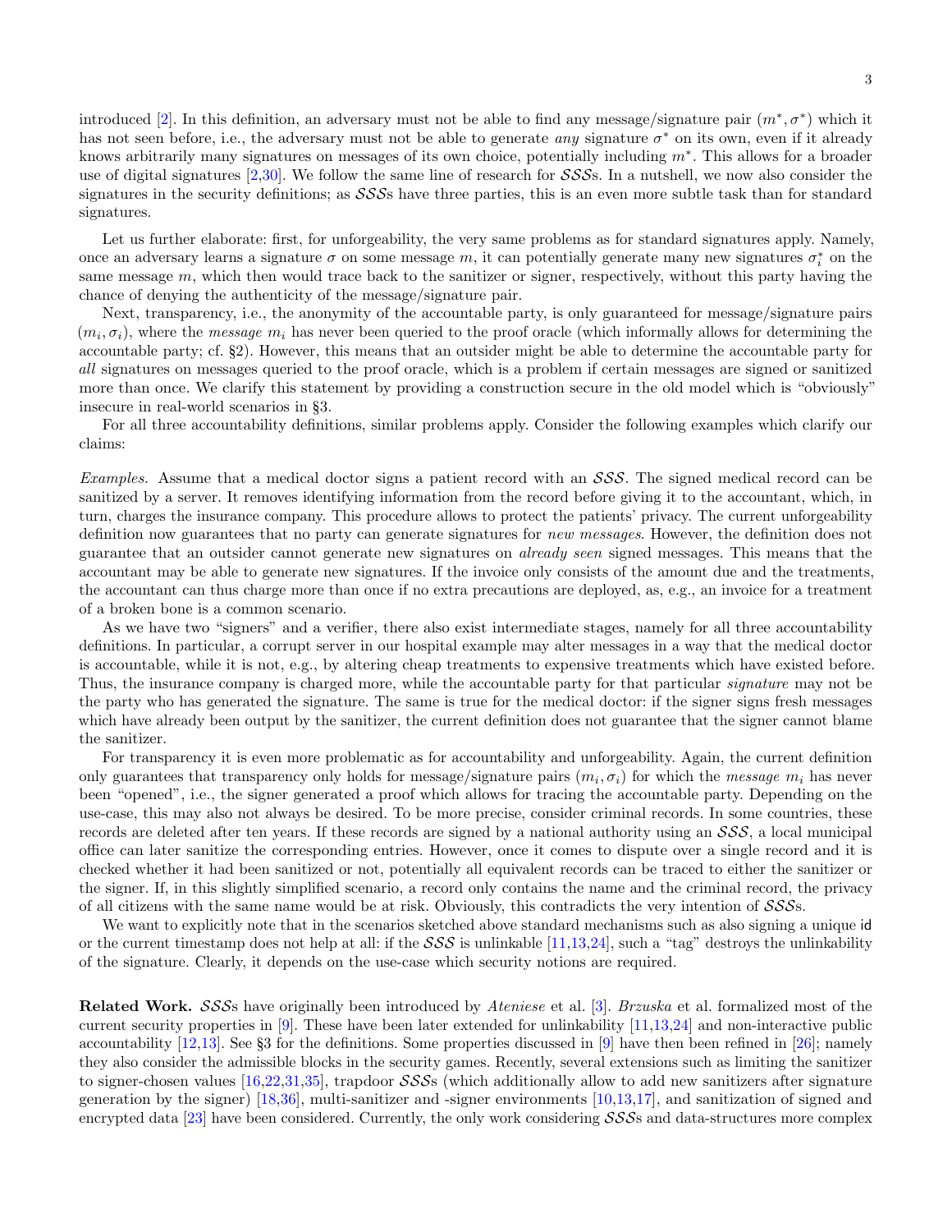introduced [2]. In this definition, an adversary must not be able to find any message/signature pair $(m^*, \sigma^*)$ which it has not seen before, i.e., the adversary must not be able to generate *any* signature $\sigma^*$ on its own, even if it already knows arbitrarily many signatures on messages of its own choice, potentially including $m^*$. This allows for a broader use of digital signatures [2,30]. We follow the same line of research for $\mathcal{SSS}$s. In a nutshell, we now also consider the signatures in the security definitions; as $\mathcal{SSS}$s have three parties, this is an even more subtle task than for standard signatures.

Let us further elaborate: first, for unforgeability, the very same problems as for standard signatures apply. Namely, once an adversary learns a signature $\sigma$ on some message $m$, it can potentially generate many new signatures $\sigma_i^*$ on the same message $m$, which then would trace back to the sanitizer or signer, respectively, without this party having the chance of denying the authenticity of the message/signature pair.

Next, transparency, i.e., the anonymity of the accountable party, is only guaranteed for message/signature pairs $(m_i, \sigma_i)$, where the *message* $m_i$ has never been queried to the proof oracle (which informally allows for determining the accountable party; cf. §2). However, this means that an outsider might be able to determine the accountable party for *all* signatures on messages queried to the proof oracle, which is a problem if certain messages are signed or sanitized more than once. We clarify this statement by providing a construction secure in the old model which is "obviously" insecure in real-world scenarios in §3.

For all three accountability definitions, similar problems apply. Consider the following examples which clarify our claims:

*Examples.* Assume that a medical doctor signs a patient record with an $\mathcal{SSS}$. The signed medical record can be sanitized by a server. It removes identifying information from the record before giving it to the accountant, which, in turn, charges the insurance company. This procedure allows to protect the patients' privacy. The current unforgeability definition now guarantees that no party can generate signatures for *new messages*. However, the definition does not guarantee that an outsider cannot generate new signatures on *already seen* signed messages. This means that the accountant may be able to generate new signatures. If the invoice only consists of the amount due and the treatments, the accountant can thus charge more than once if no extra precautions are deployed, as, e.g., an invoice for a treatment of a broken bone is a common scenario.

As we have two "signers" and a verifier, there also exist intermediate stages, namely for all three accountability definitions. In particular, a corrupt server in our hospital example may alter messages in a way that the medical doctor is accountable, while it is not, e.g., by altering cheap treatments to expensive treatments which have existed before. Thus, the insurance company is charged more, while the accountable party for that particular *signature* may not be the party who has generated the signature. The same is true for the medical doctor: if the signer signs fresh messages which have already been output by the sanitizer, the current definition does not guarantee that the signer cannot blame the sanitizer.

For transparency it is even more problematic as for accountability and unforgeability. Again, the current definition only guarantees that transparency only holds for message/signature pairs $(m_i, \sigma_i)$ for which the *message* $m_i$ has never been "opened", i.e., the signer generated a proof which allows for tracing the accountable party. Depending on the use-case, this may also not always be desired. To be more precise, consider criminal records. In some countries, these records are deleted after ten years. If these records are signed by a national authority using an $\mathcal{SSS}$, a local municipal office can later sanitize the corresponding entries. However, once it comes to dispute over a single record and it is checked whether it had been sanitized or not, potentially all equivalent records can be traced to either the sanitizer or the signer. If, in this slightly simplified scenario, a record only contains the name and the criminal record, the privacy of all citizens with the same name would be at risk. Obviously, this contradicts the very intention of $\mathcal{SSS}$s.

We want to explicitly note that in the scenarios sketched above standard mechanisms such as also signing a unique $\mathsf{id}$ or the current timestamp does not help at all: if the $\mathcal{SSS}$ is unlinkable [11,13,24], such a "tag" destroys the unlinkability of the signature. Clearly, it depends on the use-case which security notions are required.

**Related Work.** $\mathcal{SSS}$s have originally been introduced by *Ateniese* et al. [3]. *Brzuska* et al. formalized most of the current security properties in [9]. These have been later extended for unlinkability [11,13,24] and non-interactive public accountability [12,13]. See §3 for the definitions. Some properties discussed in [9] have then been refined in [26]; namely they also consider the admissible blocks in the security games. Recently, several extensions such as limiting the sanitizer to signer-chosen values [16,22,31,35], trapdoor $\mathcal{SSS}$s (which additionally allow to add new sanitizers after signature generation by the signer) [18,36], multi-sanitizer and -signer environments [10,13,17], and sanitization of signed and encrypted data [23] have been considered. Currently, the only work considering $\mathcal{SSS}$s and data-structures more complex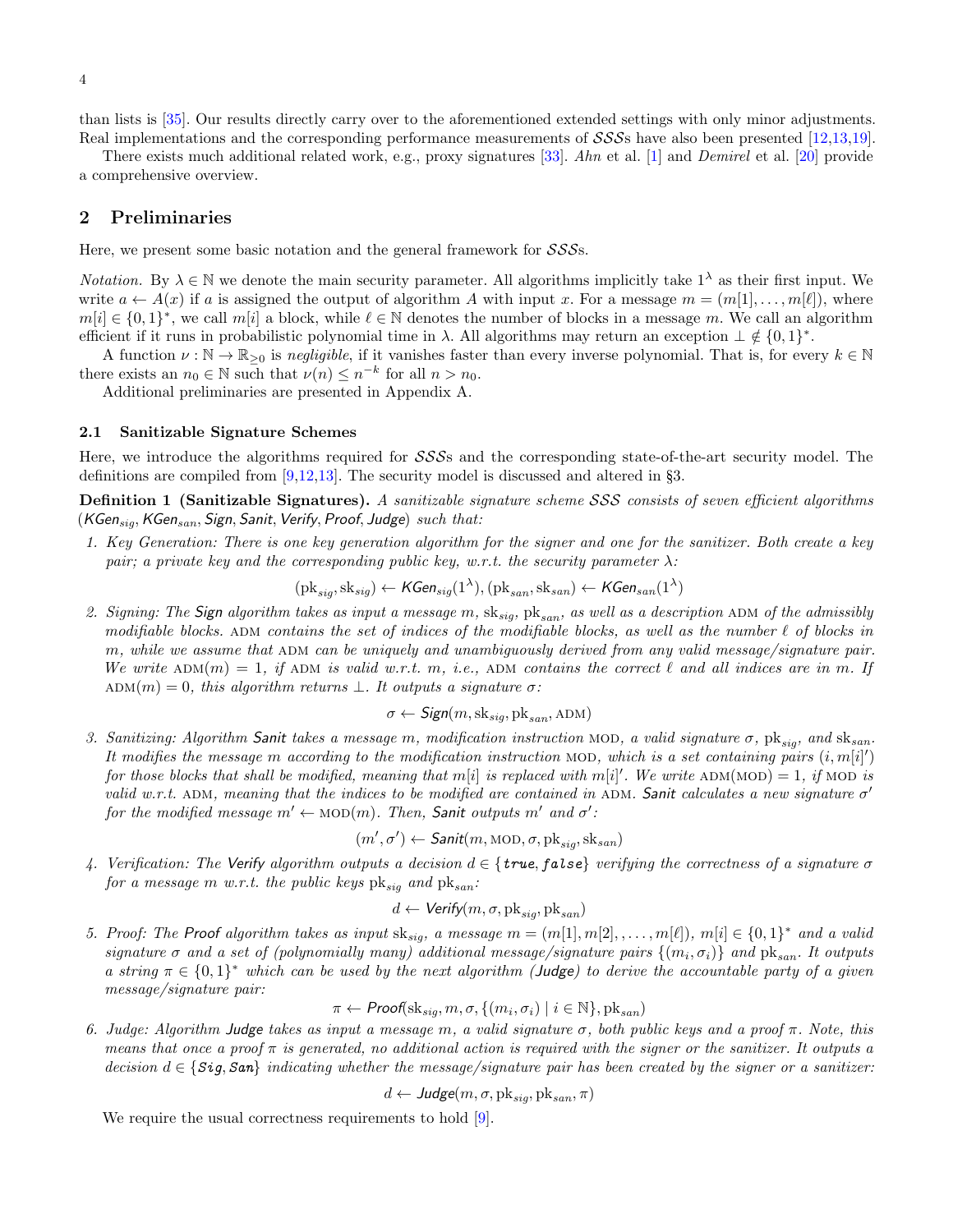than lists is [35]. Our results directly carry over to the aforementioned extended settings with only minor adjustments. Real implementations and the corresponding performance measurements of $\mathcal{SSS}$s have also been presented [12,13,19].

There exists much additional related work, e.g., proxy signatures [33]. *Ahn* et al. [1] and *Demirel* et al. [20] provide a comprehensive overview.

## 2 Preliminaries

Here, we present some basic notation and the general framework for $\mathcal{SSS}$s.

*Notation.* By $\lambda \in \mathbb{N}$ we denote the main security parameter. All algorithms implicitly take $1^\lambda$ as their first input. We write $a \leftarrow A(x)$ if $a$ is assigned the output of algorithm $A$ with input $x$. For a message $m = (m[1], \ldots, m[\ell])$, where $m[i] \in \{0,1\}^*$, we call $m[i]$ a block, while $\ell \in \mathbb{N}$ denotes the number of blocks in a message $m$. We call an algorithm efficient if it runs in probabilistic polynomial time in $\lambda$. All algorithms may return an exception $\bot \notin \{0,1\}^*$.

A function $\nu : \mathbb{N} \to \mathbb{R}_{\geq 0}$ is *negligible*, if it vanishes faster than every inverse polynomial. That is, for every $k \in \mathbb{N}$ there exists an $n_0 \in \mathbb{N}$ such that $\nu(n) \leq n^{-k}$ for all $n > n_0$.

Additional preliminaries are presented in Appendix A.

### 2.1 Sanitizable Signature Schemes

Here, we introduce the algorithms required for $\mathcal{SSS}$s and the corresponding state-of-the-art security model. The definitions are compiled from [9,12,13]. The security model is discussed and altered in §3.

**Definition 1 (Sanitizable Signatures).** *A sanitizable signature scheme $\mathcal{SSS}$ consists of seven efficient algorithms ($\mathsf{KGen}_{sig}$, $\mathsf{KGen}_{san}$, $\mathsf{Sign}$, $\mathsf{Sanit}$, $\mathsf{Verify}$, $\mathsf{Proof}$, $\mathsf{Judge}$) such that:*

1. *Key Generation: There is one key generation algorithm for the signer and one for the sanitizer. Both create a key pair; a private key and the corresponding public key, w.r.t. the security parameter $\lambda$:*
$$(\mathrm{pk}_{sig}, \mathrm{sk}_{sig}) \leftarrow \mathsf{KGen}_{sig}(1^\lambda), (\mathrm{pk}_{san}, \mathrm{sk}_{san}) \leftarrow \mathsf{KGen}_{san}(1^\lambda)$$
2. *Signing: The $\mathsf{Sign}$ algorithm takes as input a message $m$, $\mathrm{sk}_{sig}$, $\mathrm{pk}_{san}$, as well as a description $\text{ADM}$ of the admissibly modifiable blocks. $\text{ADM}$ contains the set of indices of the modifiable blocks, as well as the number $\ell$ of blocks in $m$, while we assume that $\text{ADM}$ can be uniquely and unambiguously derived from any valid message/signature pair. We write $\text{ADM}(m) = 1$, if $\text{ADM}$ is valid w.r.t. $m$, i.e., $\text{ADM}$ contains the correct $\ell$ and all indices are in $m$. If $\text{ADM}(m) = 0$, this algorithm returns $\bot$. It outputs a signature $\sigma$:*
$$\sigma \leftarrow \mathsf{Sign}(m, \mathrm{sk}_{sig}, \mathrm{pk}_{san}, \text{ADM})$$
3. *Sanitizing: Algorithm $\mathsf{Sanit}$ takes a message $m$, modification instruction $\text{MOD}$, a valid signature $\sigma$, $\mathrm{pk}_{sig}$, and $\mathrm{sk}_{san}$. It modifies the message $m$ according to the modification instruction $\text{MOD}$, which is a set containing pairs $(i, m[i]')$ for those blocks that shall be modified, meaning that $m[i]$ is replaced with $m[i]'$. We write $\text{ADM}(\text{MOD}) = 1$, if $\text{MOD}$ is valid w.r.t. $\text{ADM}$, meaning that the indices to be modified are contained in $\text{ADM}$. $\mathsf{Sanit}$ calculates a new signature $\sigma'$ for the modified message $m' \leftarrow \text{MOD}(m)$. Then, $\mathsf{Sanit}$ outputs $m'$ and $\sigma'$:*
$$(m', \sigma') \leftarrow \mathsf{Sanit}(m, \text{MOD}, \sigma, \mathrm{pk}_{sig}, \mathrm{sk}_{san})$$
4. *Verification: The $\mathsf{Verify}$ algorithm outputs a decision $d \in \{\mathtt{true}, \mathtt{false}\}$ verifying the correctness of a signature $\sigma$ for a message $m$ w.r.t. the public keys $\mathrm{pk}_{sig}$ and $\mathrm{pk}_{san}$:*
$$d \leftarrow \mathsf{Verify}(m, \sigma, \mathrm{pk}_{sig}, \mathrm{pk}_{san})$$
5. *Proof: The $\mathsf{Proof}$ algorithm takes as input $\mathrm{sk}_{sig}$, a message $m = (m[1], m[2], \ldots, m[\ell])$, $m[i] \in \{0,1\}^*$ and a valid signature $\sigma$ and a set of (polynomially many) additional message/signature pairs $\{(m_i, \sigma_i)\}$ and $\mathrm{pk}_{san}$. It outputs a string $\pi \in \{0,1\}^*$ which can be used by the next algorithm ($\mathsf{Judge}$) to derive the accountable party of a given message/signature pair:*
$$\pi \leftarrow \mathsf{Proof}(\mathrm{sk}_{sig}, m, \sigma, \{(m_i, \sigma_i) \mid i \in \mathbb{N}\}, \mathrm{pk}_{san})$$
6. *Judge: Algorithm $\mathsf{Judge}$ takes as input a message $m$, a valid signature $\sigma$, both public keys and a proof $\pi$. Note, this means that once a proof $\pi$ is generated, no additional action is required with the signer or the sanitizer. It outputs a decision $d \in \{\mathtt{Sig}, \mathtt{San}\}$ indicating whether the message/signature pair has been created by the signer or a sanitizer:*
$$d \leftarrow \mathsf{Judge}(m, \sigma, \mathrm{pk}_{sig}, \mathrm{pk}_{san}, \pi)$$

We require the usual correctness requirements to hold [9].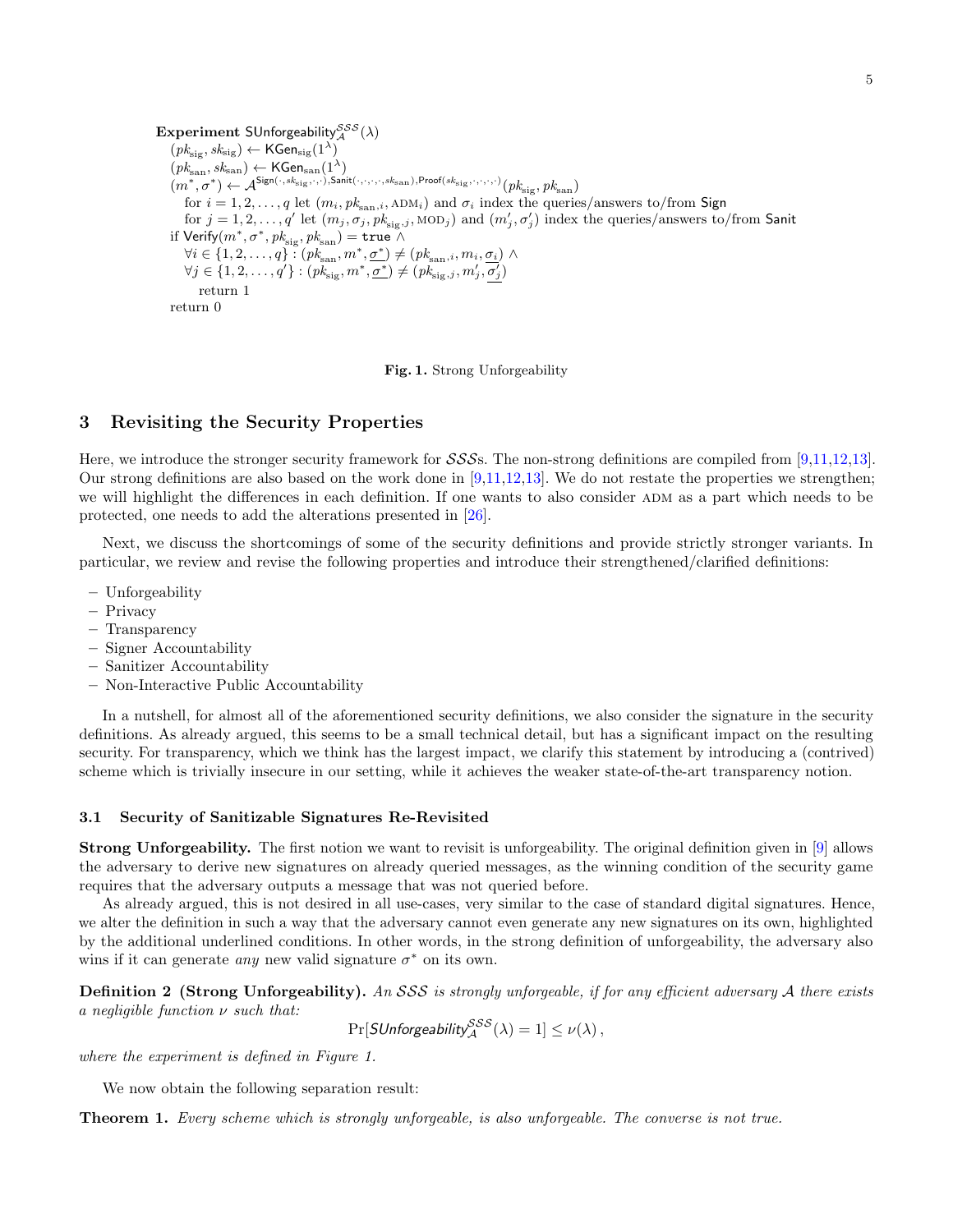**Experiment** $\mathsf{SUnforgeability}_{\mathcal{A}}^{\mathcal{SSS}}(\lambda)$
$(pk_{\text{sig}}, sk_{\text{sig}}) \leftarrow \mathsf{KGen}_{\text{sig}}(1^\lambda)$
$(pk_{\text{san}}, sk_{\text{san}}) \leftarrow \mathsf{KGen}_{\text{san}}(1^\lambda)$
$(m^*, \sigma^*) \leftarrow \mathcal{A}^{\mathsf{Sign}(\cdot, sk_{\text{sig}}, \cdot, \cdot), \mathsf{Sanit}(\cdot,\cdot,\cdot,\cdot, sk_{\text{san}}), \mathsf{Proof}(sk_{\text{sig}}, \cdot,\cdot,\cdot,\cdot)}(pk_{\text{sig}}, pk_{\text{san}})$
  for $i = 1, 2, \ldots, q$ let $(m_i, pk_{\text{san},i}, \text{ADM}_i)$ and $\sigma_i$ index the queries/answers to/from $\mathsf{Sign}$
  for $j = 1, 2, \ldots, q'$ let $(m_j, \sigma_j, pk_{\text{sig},j}, \text{MOD}_j)$ and $(m'_j, \sigma'_j)$ index the queries/answers to/from $\mathsf{Sanit}$
if $\mathsf{Verify}(m^*, \sigma^*, pk_{\text{sig}}, pk_{\text{san}}) = \texttt{true}\ \wedge$
  $\forall i \in \{1, 2, \ldots, q\} : (pk_{\text{san}}, m^*, \underline{\sigma^*}) \neq (pk_{\text{san},i}, m_i, \underline{\sigma_i})\ \wedge$
  $\forall j \in \{1, 2, \ldots, q'\} : (pk_{\text{sig}}, m^*, \underline{\sigma^*}) \neq (pk_{\text{sig},j}, m'_j, \underline{\sigma'_j})$
    return 1
return 0

**Fig. 1.** Strong Unforgeability

## 3 Revisiting the Security Properties

Here, we introduce the stronger security framework for $\mathcal{SSS}$s. The non-strong definitions are compiled from [9,11,12,13]. Our strong definitions are also based on the work done in [9,11,12,13]. We do not restate the properties we strengthen; we will highlight the differences in each definition. If one wants to also consider ADM as a part which needs to be protected, one needs to add the alterations presented in [26].

Next, we discuss the shortcomings of some of the security definitions and provide strictly stronger variants. In particular, we review and revise the following properties and introduce their strengthened/clarified definitions:

- Unforgeability
- Privacy
- Transparency
- Signer Accountability
- Sanitizer Accountability
- Non-Interactive Public Accountability

In a nutshell, for almost all of the aforementioned security definitions, we also consider the signature in the security definitions. As already argued, this seems to be a small technical detail, but has a significant impact on the resulting security. For transparency, which we think has the largest impact, we clarify this statement by introducing a (contrived) scheme which is trivially insecure in our setting, while it achieves the weaker state-of-the-art transparency notion.

### 3.1 Security of Sanitizable Signatures Re-Revisited

**Strong Unforgeability.** The first notion we want to revisit is unforgeability. The original definition given in [9] allows the adversary to derive new signatures on already queried messages, as the winning condition of the security game requires that the adversary outputs a message that was not queried before.

As already argued, this is not desired in all use-cases, very similar to the case of standard digital signatures. Hence, we alter the definition in such a way that the adversary cannot even generate any new signatures on its own, highlighted by the additional underlined conditions. In other words, in the strong definition of unforgeability, the adversary also wins if it can generate *any* new valid signature $\sigma^*$ on its own.

**Definition 2 (Strong Unforgeability).** *An $\mathcal{SSS}$ is strongly unforgeable, if for any efficient adversary $\mathcal{A}$ there exists a negligible function $\nu$ such that:*

$$\Pr[\mathsf{SUnforgeability}_{\mathcal{A}}^{\mathcal{SSS}}(\lambda) = 1] \leq \nu(\lambda)\,,$$

*where the experiment is defined in Figure 1.*

We now obtain the following separation result:

**Theorem 1.** *Every scheme which is strongly unforgeable, is also unforgeable. The converse is not true.*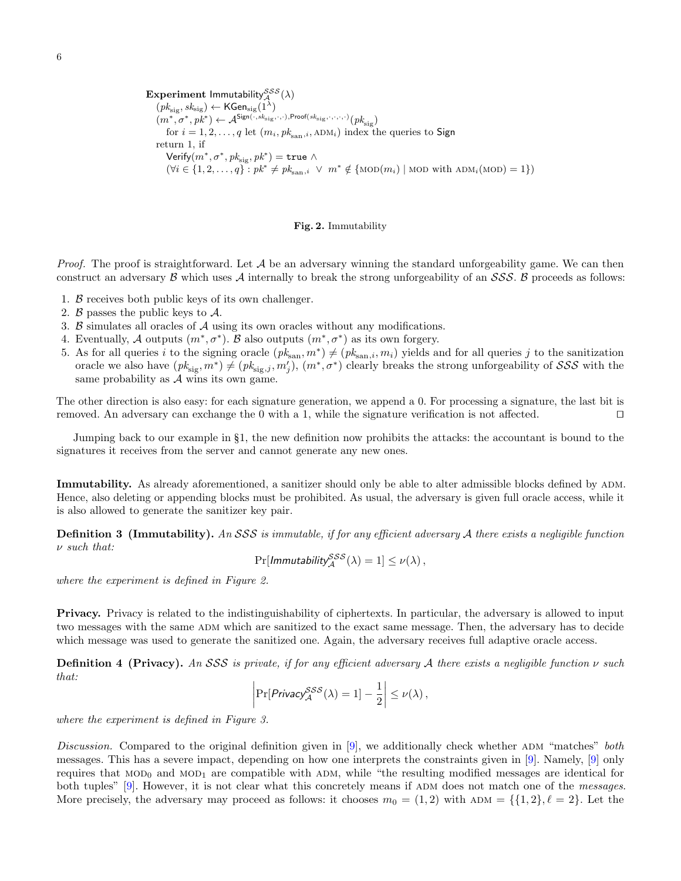**Experiment** $\mathsf{Immutability}^{\mathcal{SSS}}_{\mathcal{A}}(\lambda)$
$(pk_{\text{sig}}, sk_{\text{sig}}) \leftarrow \mathsf{KGen}_{\text{sig}}(1^\lambda)$
$(m^*, \sigma^*, pk^*) \leftarrow \mathcal{A}^{\mathsf{Sign}(\cdot, sk_{\text{sig}}, \cdot, \cdot), \mathsf{Proof}(sk_{\text{sig}}, \cdot, \cdot, \cdot, \cdot)}(pk_{\text{sig}})$
for $i = 1, 2, \ldots, q$ let $(m_i, pk_{\text{san},i}, \text{ADM}_i)$ index the queries to $\mathsf{Sign}$
return 1, if
$\mathsf{Verify}(m^*, \sigma^*, pk_{\text{sig}}, pk^*) = \mathtt{true}\ \wedge$
$(\forall i \in \{1, 2, \ldots, q\} : pk^* \neq pk_{\text{san},i}\ \vee\ m^* \notin \{\text{MOD}(m_i) \mid \text{MOD with ADM}_i(\text{MOD}) = 1\})$

**Fig. 2.** Immutability

*Proof.* The proof is straightforward. Let $\mathcal{A}$ be an adversary winning the standard unforgeability game. We can then construct an adversary $\mathcal{B}$ which uses $\mathcal{A}$ internally to break the strong unforgeability of an $\mathcal{SSS}$. $\mathcal{B}$ proceeds as follows:

1. $\mathcal{B}$ receives both public keys of its own challenger.
2. $\mathcal{B}$ passes the public keys to $\mathcal{A}$.
3. $\mathcal{B}$ simulates all oracles of $\mathcal{A}$ using its own oracles without any modifications.
4. Eventually, $\mathcal{A}$ outputs $(m^*, \sigma^*)$. $\mathcal{B}$ also outputs $(m^*, \sigma^*)$ as its own forgery.
5. As for all queries $i$ to the signing oracle $(pk_{\text{san}}, m^*) \neq (pk_{\text{san},i}, m_i)$ yields and for all queries $j$ to the sanitization oracle we also have $(pk_{\text{sig}}, m^*) \neq (pk_{\text{sig},j}, m'_j)$, $(m^*, \sigma^*)$ clearly breaks the strong unforgeability of $\mathcal{SSS}$ with the same probability as $\mathcal{A}$ wins its own game.

The other direction is also easy: for each signature generation, we append a 0. For processing a signature, the last bit is removed. An adversary can exchange the 0 with a 1, while the signature verification is not affected. ◻

Jumping back to our example in §1, the new definition now prohibits the attacks: the accountant is bound to the signatures it receives from the server and cannot generate any new ones.

**Immutability.** As already aforementioned, a sanitizer should only be able to alter admissible blocks defined by ADM. Hence, also deleting or appending blocks must be prohibited. As usual, the adversary is given full oracle access, while it is also allowed to generate the sanitizer key pair.

**Definition 3 (Immutability).** *An $\mathcal{SSS}$ is immutable, if for any efficient adversary $\mathcal{A}$ there exists a negligible function $\nu$ such that:*

$$\Pr[\mathit{Immutability}^{\mathcal{SSS}}_{\mathcal{A}}(\lambda) = 1] \leq \nu(\lambda)\,,$$

*where the experiment is defined in Figure 2.*

**Privacy.** Privacy is related to the indistinguishability of ciphertexts. In particular, the adversary is allowed to input two messages with the same ADM which are sanitized to the exact same message. Then, the adversary has to decide which message was used to generate the sanitized one. Again, the adversary receives full adaptive oracle access.

**Definition 4 (Privacy).** *An $\mathcal{SSS}$ is private, if for any efficient adversary $\mathcal{A}$ there exists a negligible function $\nu$ such that:*

$$\left|\Pr[\mathit{Privacy}^{\mathcal{SSS}}_{\mathcal{A}}(\lambda) = 1] - \frac{1}{2}\right| \leq \nu(\lambda)\,,$$

*where the experiment is defined in Figure 3.*

*Discussion.* Compared to the original definition given in [9], we additionally check whether ADM "matches" *both* messages. This has a severe impact, depending on how one interprets the constraints given in [9]. Namely, [9] only requires that $\text{MOD}_0$ and $\text{MOD}_1$ are compatible with ADM, while "the resulting modified messages are identical for both tuples" [9]. However, it is not clear what this concretely means if ADM does not match one of the *messages*. More precisely, the adversary may proceed as follows: it chooses $m_0 = (1, 2)$ with $\text{ADM} = \{\{1, 2\}, \ell = 2\}$. Let the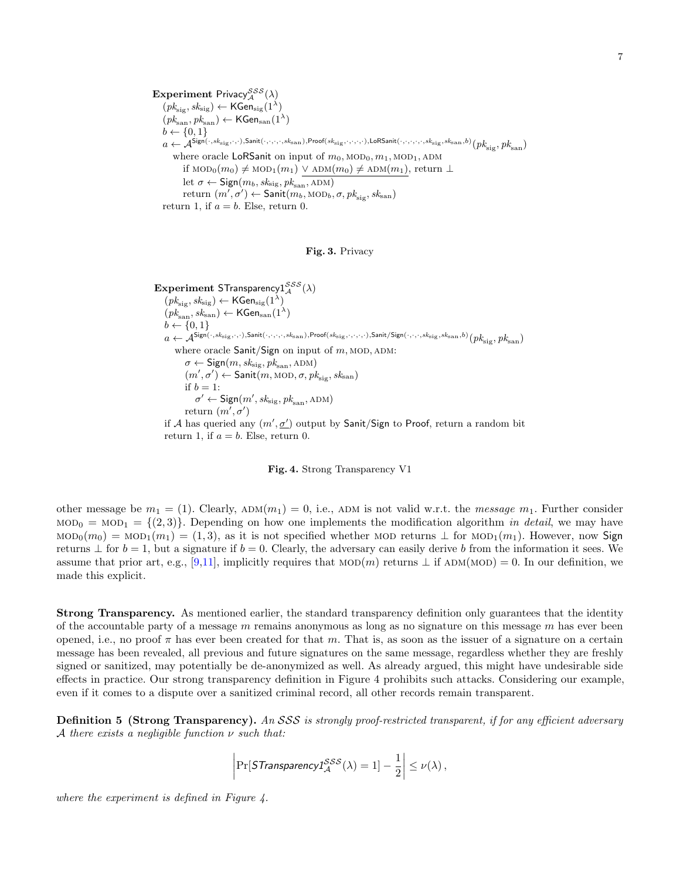**Experiment** $\mathsf{Privacy}_{\mathcal{A}}^{\mathcal{SSS}}(\lambda)$
$(pk_{\mathrm{sig}}, sk_{\mathrm{sig}}) \leftarrow \mathsf{KGen}_{\mathrm{sig}}(1^{\lambda})$
$(pk_{\mathrm{san}}, pk_{\mathrm{san}}) \leftarrow \mathsf{KGen}_{\mathrm{san}}(1^{\lambda})$
$b \leftarrow \{0,1\}$
$a \leftarrow \mathcal{A}^{\mathsf{Sign}(\cdot, sk_{\mathrm{sig}},\cdot,\cdot),\mathsf{Sanit}(\cdot,\cdot,\cdot,\cdot,sk_{\mathrm{san}}),\mathsf{Proof}(sk_{\mathrm{sig}},\cdot,\cdot,\cdot,\cdot),\mathsf{LoRSanit}(\cdot,\cdot,\cdot,\cdot,\cdot,sk_{\mathrm{sig}},sk_{\mathrm{san}},b)}(pk_{\mathrm{sig}}, pk_{\mathrm{san}})$
  where oracle $\mathsf{LoRSanit}$ on input of $m_0, \mathrm{MOD}_0, m_1, \mathrm{MOD}_1, \mathrm{ADM}$
    if $\mathrm{MOD}_0(m_0) \neq \mathrm{MOD}_1(m_1)$ $\underline{\vee\ \mathrm{ADM}(m_0) \neq \mathrm{ADM}(m_1)}$, return $\perp$
    let $\sigma \leftarrow \mathsf{Sign}(m_b, sk_{\mathrm{sig}}, pk_{\mathrm{san}}, \mathrm{ADM})$
    return $(m', \sigma') \leftarrow \mathsf{Sanit}(m_b, \mathrm{MOD}_b, \sigma, pk_{\mathrm{sig}}, sk_{\mathrm{san}})$
return 1, if $a = b$. Else, return 0.

**Fig. 3.** Privacy

**Experiment** $\mathsf{STransparency1}_{\mathcal{A}}^{\mathcal{SSS}}(\lambda)$
$(pk_{\mathrm{sig}}, sk_{\mathrm{sig}}) \leftarrow \mathsf{KGen}_{\mathrm{sig}}(1^{\lambda})$
$(pk_{\mathrm{san}}, sk_{\mathrm{san}}) \leftarrow \mathsf{KGen}_{\mathrm{san}}(1^{\lambda})$
$b \leftarrow \{0,1\}$
$a \leftarrow \mathcal{A}^{\mathsf{Sign}(\cdot, sk_{\mathrm{sig}},\cdot,\cdot),\mathsf{Sanit}(\cdot,\cdot,\cdot,\cdot,sk_{\mathrm{san}}),\mathsf{Proof}(sk_{\mathrm{sig}},\cdot,\cdot,\cdot,\cdot),\mathsf{Sanit/Sign}(\cdot,\cdot,\cdot,sk_{\mathrm{sig}},sk_{\mathrm{san}},b)}(pk_{\mathrm{sig}}, pk_{\mathrm{san}})$
  where oracle $\mathsf{Sanit/Sign}$ on input of $m, \mathrm{MOD}, \mathrm{ADM}$:
    $\sigma \leftarrow \mathsf{Sign}(m, sk_{\mathrm{sig}}, pk_{\mathrm{san}}, \mathrm{ADM})$
    $(m', \sigma') \leftarrow \mathsf{Sanit}(m, \mathrm{MOD}, \sigma, pk_{\mathrm{sig}}, sk_{\mathrm{san}})$
    if $b = 1$:
      $\sigma' \leftarrow \mathsf{Sign}(m', sk_{\mathrm{sig}}, pk_{\mathrm{san}}, \mathrm{ADM})$
    return $(m', \sigma')$
if $\mathcal{A}$ has queried any $(m', \underline{\sigma'})$ output by $\mathsf{Sanit/Sign}$ to $\mathsf{Proof}$, return a random bit
return 1, if $a = b$. Else, return 0.

**Fig. 4.** Strong Transparency V1

other message be $m_1 = (1)$. Clearly, $\mathrm{ADM}(m_1) = 0$, i.e., $\mathrm{ADM}$ is not valid w.r.t. the *message* $m_1$. Further consider $\mathrm{MOD}_0 = \mathrm{MOD}_1 = \{(2,3)\}$. Depending on how one implements the modification algorithm *in detail*, we may have $\mathrm{MOD}_0(m_0) = \mathrm{MOD}_1(m_1) = (1,3)$, as it is not specified whether $\mathrm{MOD}$ returns $\perp$ for $\mathrm{MOD}_1(m_1)$. However, now $\mathsf{Sign}$ returns $\perp$ for $b = 1$, but a signature if $b = 0$. Clearly, the adversary can easily derive $b$ from the information it sees. We assume that prior art, e.g., [9,11], implicitly requires that $\mathrm{MOD}(m)$ returns $\perp$ if $\mathrm{ADM}(\mathrm{MOD}) = 0$. In our definition, we made this explicit.

**Strong Transparency.** As mentioned earlier, the standard transparency definition only guarantees that the identity of the accountable party of a message $m$ remains anonymous as long as no signature on this message $m$ has ever been opened, i.e., no proof $\pi$ has ever been created for that $m$. That is, as soon as the issuer of a signature on a certain message has been revealed, all previous and future signatures on the same message, regardless whether they are freshly signed or sanitized, may potentially be de-anonymized as well. As already argued, this might have undesirable side effects in practice. Our strong transparency definition in Figure 4 prohibits such attacks. Considering our example, even if it comes to a dispute over a sanitized criminal record, all other records remain transparent.

**Definition 5 (Strong Transparency).** *An $\mathcal{SSS}$ is strongly proof-restricted transparent, if for any efficient adversary $\mathcal{A}$ there exists a negligible function $\nu$ such that:*

$$\left| \Pr[\mathsf{STransparency1}_{\mathcal{A}}^{\mathcal{SSS}}(\lambda) = 1] - \frac{1}{2} \right| \leq \nu(\lambda),$$

*where the experiment is defined in Figure 4.*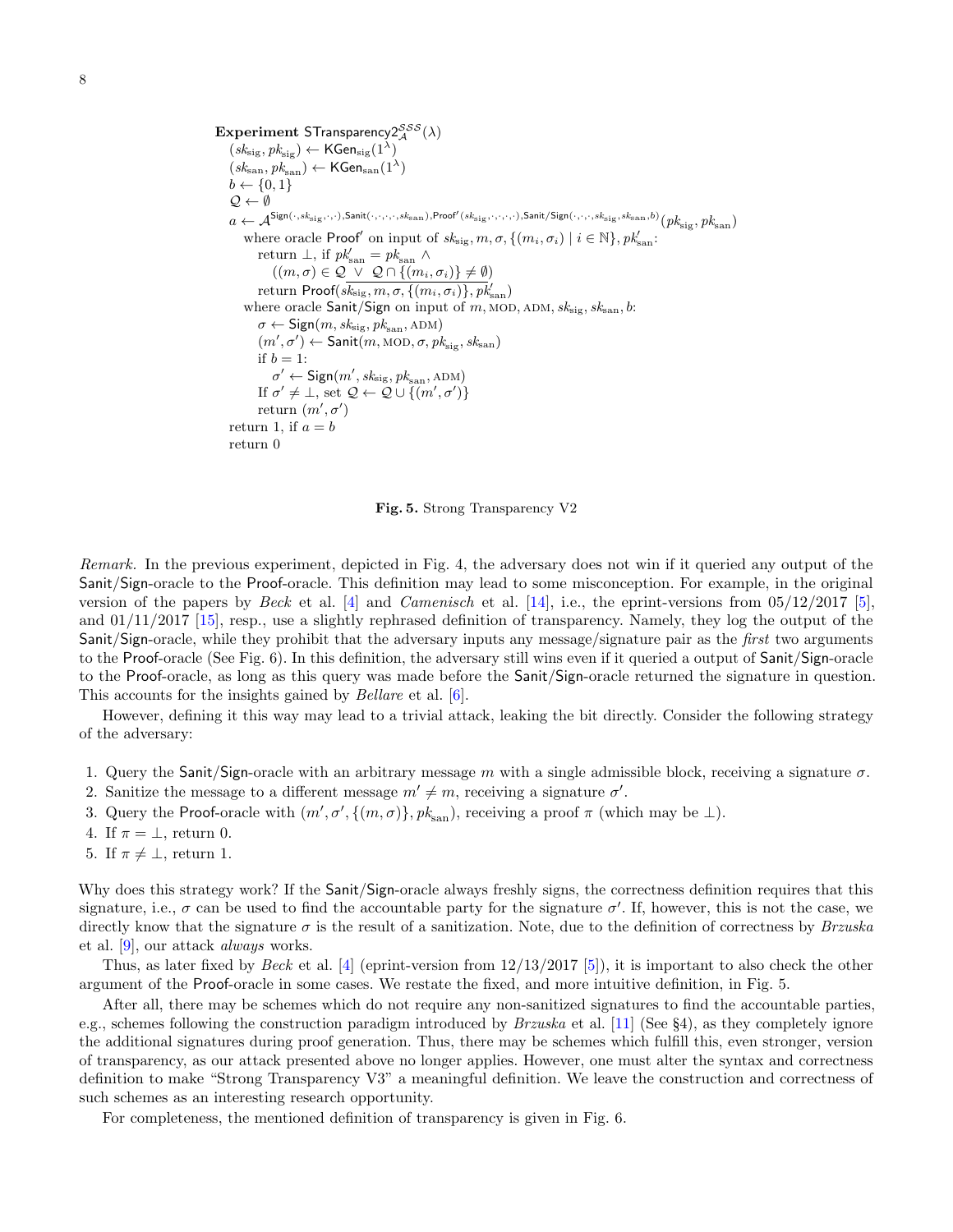**Experiment** $\mathsf{STransparency2}_{\mathcal{A}}^{\mathcal{SSS}}(\lambda)$

$(sk_{\mathrm{sig}}, pk_{\mathrm{sig}}) \leftarrow \mathsf{KGen}_{\mathrm{sig}}(1^{\lambda})$
$(sk_{\mathrm{san}}, pk_{\mathrm{san}}) \leftarrow \mathsf{KGen}_{\mathrm{san}}(1^{\lambda})$
$b \leftarrow \{0, 1\}$
$\mathcal{Q} \leftarrow \emptyset$
$a \leftarrow \mathcal{A}^{\mathsf{Sign}(\cdot, sk_{\mathrm{sig}}, \cdot, \cdot), \mathsf{Sanit}(\cdot, \cdot, \cdot, \cdot, sk_{\mathrm{san}}), \mathsf{Proof}'(sk_{\mathrm{sig}}, \cdot, \cdot, \cdot, \cdot), \mathsf{Sanit/Sign}(\cdot, \cdot, \cdot, sk_{\mathrm{sig}}, sk_{\mathrm{san}}, b)}(pk_{\mathrm{sig}}, pk_{\mathrm{san}})$
  where oracle $\mathsf{Proof}'$ on input of $sk_{\mathrm{sig}}, m, \sigma, \{(m_i, \sigma_i) \mid i \in \mathbb{N}\}, pk'_{\mathrm{san}}$:
    return $\perp$, if $pk'_{\mathrm{san}} = pk_{\mathrm{san}} \wedge$
      $((m, \sigma) \in \mathcal{Q} \vee \mathcal{Q} \cap \{(m_i, \sigma_i)\} \neq \emptyset)$
    return $\mathsf{Proof}(sk_{\mathrm{sig}}, m, \sigma, \{(m_i, \sigma_i)\}, pk'_{\mathrm{san}})$
  where oracle $\mathsf{Sanit/Sign}$ on input of $m$, MOD, ADM, $sk_{\mathrm{sig}}, sk_{\mathrm{san}}, b$:
    $\sigma \leftarrow \mathsf{Sign}(m, sk_{\mathrm{sig}}, pk_{\mathrm{san}}, \mathrm{ADM})$
    $(m', \sigma') \leftarrow \mathsf{Sanit}(m, \mathrm{MOD}, \sigma, pk_{\mathrm{sig}}, sk_{\mathrm{san}})$
    if $b = 1$:
      $\sigma' \leftarrow \mathsf{Sign}(m', sk_{\mathrm{sig}}, pk_{\mathrm{san}}, \mathrm{ADM})$
    If $\sigma' \neq \perp$, set $\mathcal{Q} \leftarrow \mathcal{Q} \cup \{(m', \sigma')\}$
    return $(m', \sigma')$
return 1, if $a = b$
return 0

**Fig. 5.** Strong Transparency V2

*Remark.* In the previous experiment, depicted in Fig. 4, the adversary does not win if it queried any output of the Sanit/Sign-oracle to the Proof-oracle. This definition may lead to some misconception. For example, in the original version of the papers by *Beck* et al. [4] and *Camenisch* et al. [14], i.e., the eprint-versions from 05/12/2017 [5], and 01/11/2017 [15], resp., use a slightly rephrased definition of transparency. Namely, they log the output of the Sanit/Sign-oracle, while they prohibit that the adversary inputs any message/signature pair as the *first* two arguments to the Proof-oracle (See Fig. 6). In this definition, the adversary still wins even if it queried a output of Sanit/Sign-oracle to the Proof-oracle, as long as this query was made before the Sanit/Sign-oracle returned the signature in question. This accounts for the insights gained by *Bellare* et al. [6].

However, defining it this way may lead to a trivial attack, leaking the bit directly. Consider the following strategy of the adversary:

1. Query the Sanit/Sign-oracle with an arbitrary message $m$ with a single admissible block, receiving a signature $\sigma$.
2. Sanitize the message to a different message $m' \neq m$, receiving a signature $\sigma'$.
3. Query the Proof-oracle with $(m', \sigma', \{(m, \sigma)\}, pk_{\mathrm{san}})$, receiving a proof $\pi$ (which may be $\perp$).
4. If $\pi = \perp$, return 0.
5. If $\pi \neq \perp$, return 1.

Why does this strategy work? If the Sanit/Sign-oracle always freshly signs, the correctness definition requires that this signature, i.e., $\sigma$ can be used to find the accountable party for the signature $\sigma'$. If, however, this is not the case, we directly know that the signature $\sigma$ is the result of a sanitization. Note, due to the definition of correctness by *Brzuska* et al. [9], our attack *always* works.

Thus, as later fixed by *Beck* et al. [4] (eprint-version from 12/13/2017 [5]), it is important to also check the other argument of the Proof-oracle in some cases. We restate the fixed, and more intuitive definition, in Fig. 5.

After all, there may be schemes which do not require any non-sanitized signatures to find the accountable parties, e.g., schemes following the construction paradigm introduced by *Brzuska* et al. [11] (See §4), as they completely ignore the additional signatures during proof generation. Thus, there may be schemes which fulfill this, even stronger, version of transparency, as our attack presented above no longer applies. However, one must alter the syntax and correctness definition to make "Strong Transparency V3" a meaningful definition. We leave the construction and correctness of such schemes as an interesting research opportunity.

For completeness, the mentioned definition of transparency is given in Fig. 6.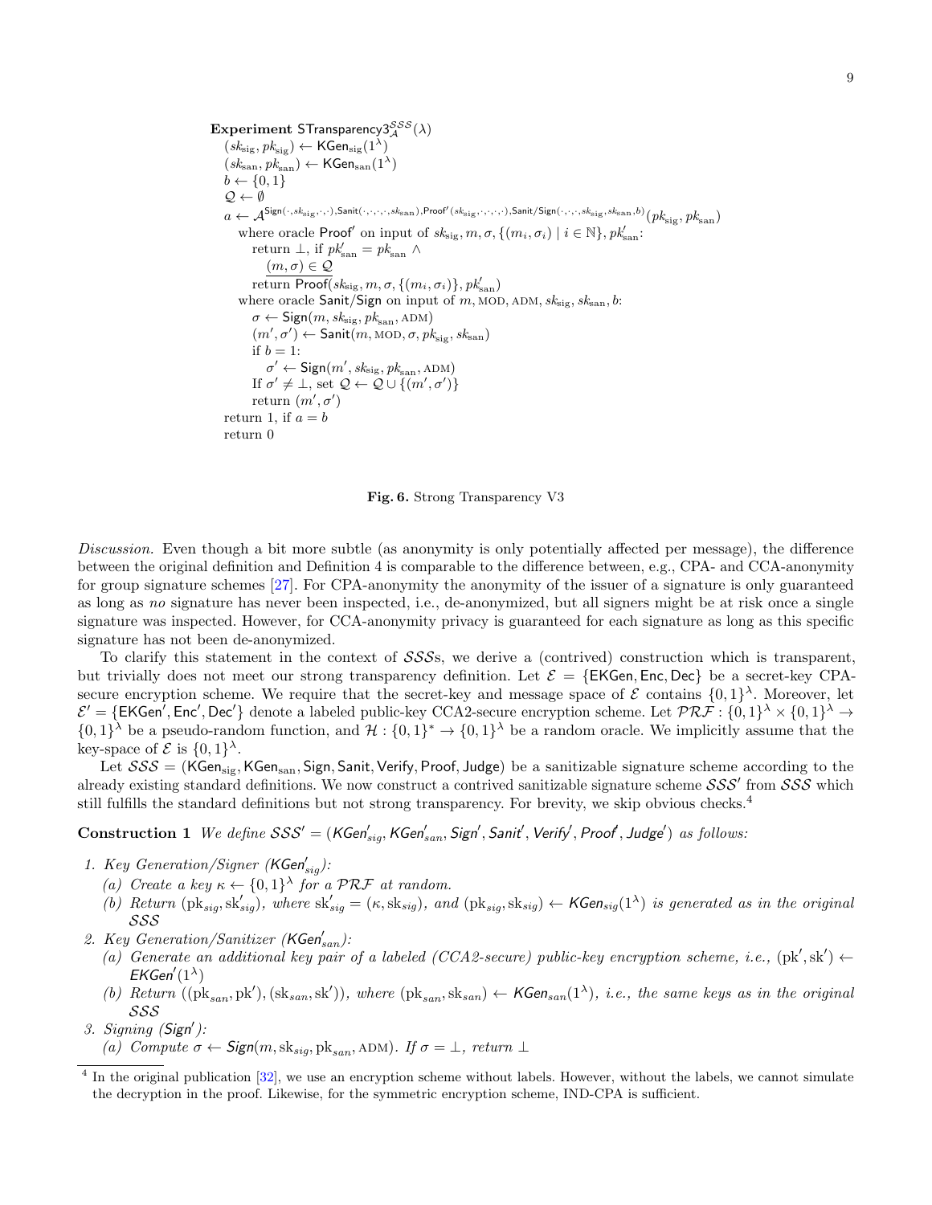**Experiment** $\mathsf{STransparency3}_{\mathcal{A}}^{\mathcal{SSS}}(\lambda)$

$(sk_{\text{sig}}, pk_{\text{sig}}) \leftarrow \mathsf{KGen}_{\text{sig}}(1^\lambda)$
$(sk_{\text{san}}, pk_{\text{san}}) \leftarrow \mathsf{KGen}_{\text{san}}(1^\lambda)$
$b \leftarrow \{0,1\}$
$\mathcal{Q} \leftarrow \emptyset$
$a \leftarrow \mathcal{A}^{\mathsf{Sign}(\cdot, sk_{\text{sig}}, \cdot, \cdot), \mathsf{Sanit}(\cdot,\cdot,\cdot,\cdot, sk_{\text{san}}), \mathsf{Proof}'(sk_{\text{sig}},\cdot,\cdot,\cdot,\cdot), \mathsf{Sanit/Sign}(\cdot,\cdot,\cdot, sk_{\text{sig}}, sk_{\text{san}}, b)}(pk_{\text{sig}}, pk_{\text{san}})$
  where oracle $\mathsf{Proof}'$ on input of $sk_{\text{sig}}, m, \sigma, \{(m_i, \sigma_i) \mid i \in \mathbb{N}\}, pk'_{\text{san}}$:
    return $\bot$, if $pk'_{\text{san}} = pk_{\text{san}} \wedge$
      $(m, \sigma) \in \mathcal{Q}$
    return $\mathsf{Proof}(sk_{\text{sig}}, m, \sigma, \{(m_i, \sigma_i)\}, pk'_{\text{san}})$
  where oracle $\mathsf{Sanit/Sign}$ on input of $m$, MOD, ADM, $sk_{\text{sig}}, sk_{\text{san}}, b$:
    $\sigma \leftarrow \mathsf{Sign}(m, sk_{\text{sig}}, pk_{\text{san}}, \text{ADM})$
    $(m', \sigma') \leftarrow \mathsf{Sanit}(m, \text{MOD}, \sigma, pk_{\text{sig}}, sk_{\text{san}})$
    if $b = 1$:
      $\sigma' \leftarrow \mathsf{Sign}(m', sk_{\text{sig}}, pk_{\text{san}}, \text{ADM})$
    If $\sigma' \neq \bot$, set $\mathcal{Q} \leftarrow \mathcal{Q} \cup \{(m', \sigma')\}$
    return $(m', \sigma')$
return 1, if $a = b$
return 0

**Fig. 6.** Strong Transparency V3

*Discussion.* Even though a bit more subtle (as anonymity is only potentially affected per message), the difference between the original definition and Definition 4 is comparable to the difference between, e.g., CPA- and CCA-anonymity for group signature schemes [27]. For CPA-anonymity the anonymity of the issuer of a signature is only guaranteed as long as *no* signature has never been inspected, i.e., de-anonymized, but all signers might be at risk once a single signature was inspected. However, for CCA-anonymity privacy is guaranteed for each signature as long as this specific signature has not been de-anonymized.

To clarify this statement in the context of $\mathcal{SSS}$s, we derive a (contrived) construction which is transparent, but trivially does not meet our strong transparency definition. Let $\mathcal{E} = \{\mathsf{EKGen}, \mathsf{Enc}, \mathsf{Dec}\}$ be a secret-key CPA-secure encryption scheme. We require that the secret-key and message space of $\mathcal{E}$ contains $\{0,1\}^\lambda$. Moreover, let $\mathcal{E}' = \{\mathsf{EKGen}', \mathsf{Enc}', \mathsf{Dec}'\}$ denote a labeled public-key CCA2-secure encryption scheme. Let $\mathcal{PRF} : \{0,1\}^\lambda \times \{0,1\}^\lambda \rightarrow \{0,1\}^\lambda$ be a pseudo-random function, and $\mathcal{H} : \{0,1\}^* \rightarrow \{0,1\}^\lambda$ be a random oracle. We implicitly assume that the key-space of $\mathcal{E}$ is $\{0,1\}^\lambda$.

Let $\mathcal{SSS} = (\mathsf{KGen}_{\text{sig}}, \mathsf{KGen}_{\text{san}}, \mathsf{Sign}, \mathsf{Sanit}, \mathsf{Verify}, \mathsf{Proof}, \mathsf{Judge})$ be a sanitizable signature scheme according to the already existing standard definitions. We now construct a contrived sanitizable signature scheme $\mathcal{SSS}'$ from $\mathcal{SSS}$ which still fulfills the standard definitions but not strong transparency. For brevity, we skip obvious checks.[4]

**Construction 1** *We define $\mathcal{SSS}' = (\mathsf{KGen}'_{sig}, \mathsf{KGen}'_{san}, \mathsf{Sign}', \mathsf{Sanit}', \mathsf{Verify}', \mathsf{Proof}', \mathsf{Judge}')$ as follows:*

1. *Key Generation/Signer ($\mathsf{KGen}'_{sig}$):*
   (a) *Create a key $\kappa \leftarrow \{0,1\}^\lambda$ for a $\mathcal{PRF}$ at random.*
   (b) *Return $(\text{pk}_{sig}, \text{sk}'_{sig})$, where $\text{sk}'_{sig} = (\kappa, \text{sk}_{sig})$, and $(\text{pk}_{sig}, \text{sk}_{sig}) \leftarrow \mathsf{KGen}_{sig}(1^\lambda)$ is generated as in the original $\mathcal{SSS}$*
2. *Key Generation/Sanitizer ($\mathsf{KGen}'_{san}$):*
   (a) *Generate an additional key pair of a labeled (CCA2-secure) public-key encryption scheme, i.e., $(\text{pk}', \text{sk}') \leftarrow \mathsf{EKGen}'(1^\lambda)$*
   (b) *Return $((\text{pk}_{san}, \text{pk}'), (\text{sk}_{san}, \text{sk}'))$, where $(\text{pk}_{san}, \text{sk}_{san}) \leftarrow \mathsf{KGen}_{san}(1^\lambda)$, i.e., the same keys as in the original $\mathcal{SSS}$*
3. *Signing ($\mathsf{Sign}'$):*
   (a) *Compute $\sigma \leftarrow \mathsf{Sign}(m, \text{sk}_{sig}, \text{pk}_{san}, \text{ADM})$. If $\sigma = \bot$, return $\bot$*

[4] In the original publication [32], we use an encryption scheme without labels. However, without the labels, we cannot simulate the decryption in the proof. Likewise, for the symmetric encryption scheme, IND-CPA is sufficient.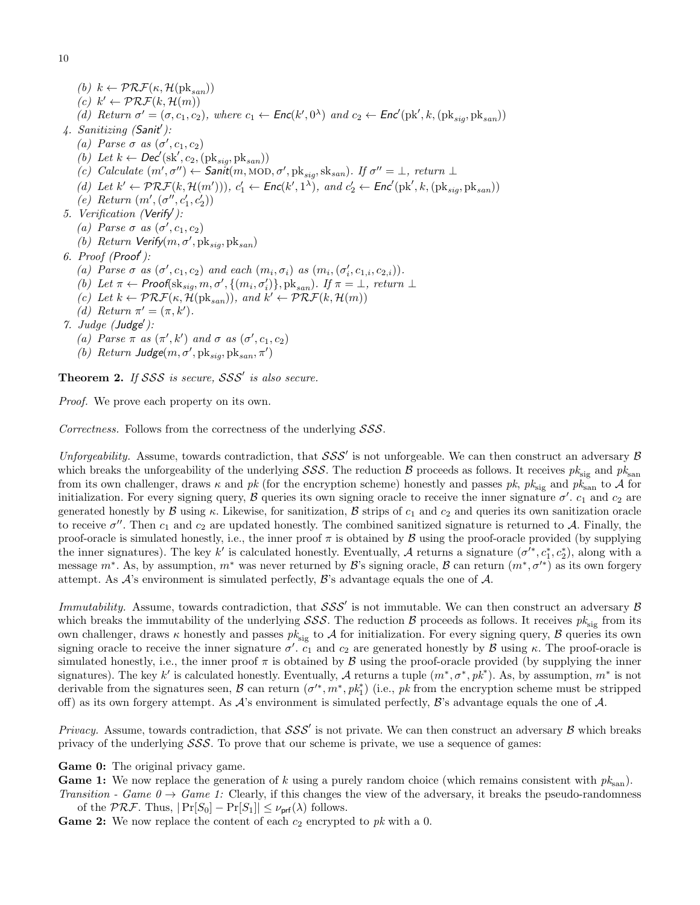(b) $k \leftarrow \mathcal{PRF}(\kappa, \mathcal{H}(\mathrm{pk}_{san}))$
(c) $k' \leftarrow \mathcal{PRF}(k, \mathcal{H}(m))$
(d) Return $\sigma' = (\sigma, c_1, c_2)$, where $c_1 \leftarrow \mathsf{Enc}(k', 0^\lambda)$ and $c_2 \leftarrow \mathsf{Enc}'(\mathrm{pk}', k, (\mathrm{pk}_{sig}, \mathrm{pk}_{san}))$

4. Sanitizing ($\mathsf{Sanit}'$):
   (a) Parse $\sigma$ as $(\sigma', c_1, c_2)$
   (b) Let $k \leftarrow \mathsf{Dec}'(\mathrm{sk}', c_2, (\mathrm{pk}_{sig}, \mathrm{pk}_{san}))$
   (c) Calculate $(m', \sigma'') \leftarrow \mathsf{Sanit}(m, \text{MOD}, \sigma', \mathrm{pk}_{sig}, \mathrm{sk}_{san})$. If $\sigma'' = \perp$, return $\perp$
   (d) Let $k' \leftarrow \mathcal{PRF}(k, \mathcal{H}(m')))$, $c_1' \leftarrow \mathsf{Enc}(k', 1^\lambda)$, and $c_2' \leftarrow \mathsf{Enc}'(\mathrm{pk}', k, (\mathrm{pk}_{sig}, \mathrm{pk}_{san}))$
   (e) Return $(m', (\sigma'', c_1', c_2'))$
5. Verification ($\mathsf{Verify}'$):
   (a) Parse $\sigma$ as $(\sigma', c_1, c_2)$
   (b) Return $\mathsf{Verify}(m, \sigma', \mathrm{pk}_{sig}, \mathrm{pk}_{san})$
6. Proof ($\mathsf{Proof}'$):
   (a) Parse $\sigma$ as $(\sigma', c_1, c_2)$ and each $(m_i, \sigma_i)$ as $(m_i, (\sigma_i', c_{1,i}, c_{2,i}))$.
   (b) Let $\pi \leftarrow \mathsf{Proof}(\mathrm{sk}_{sig}, m, \sigma', \{(m_i, \sigma_i')\}, \mathrm{pk}_{san})$. If $\pi = \perp$, return $\perp$
   (c) Let $k \leftarrow \mathcal{PRF}(\kappa, \mathcal{H}(\mathrm{pk}_{san}))$, and $k' \leftarrow \mathcal{PRF}(k, \mathcal{H}(m))$
   (d) Return $\pi' = (\pi, k')$.
7. Judge ($\mathsf{Judge}'$):
   (a) Parse $\pi$ as $(\pi', k')$ and $\sigma$ as $(\sigma', c_1, c_2)$
   (b) Return $\mathsf{Judge}(m, \sigma', \mathrm{pk}_{sig}, \mathrm{pk}_{san}, \pi')$

**Theorem 2.** *If $\mathcal{SSS}$ is secure, $\mathcal{SSS}'$ is also secure.*

*Proof.* We prove each property on its own.

*Correctness.* Follows from the correctness of the underlying $\mathcal{SSS}$.

*Unforgeability.* Assume, towards contradiction, that $\mathcal{SSS}'$ is not unforgeable. We can then construct an adversary $\mathcal{B}$ which breaks the unforgeability of the underlying $\mathcal{SSS}$. The reduction $\mathcal{B}$ proceeds as follows. It receives $pk_{\text{sig}}$ and $pk_{\text{san}}$ from its own challenger, draws $\kappa$ and $pk$ (for the encryption scheme) honestly and passes $pk$, $pk_{\text{sig}}$ and $pk_{\text{san}}$ to $\mathcal{A}$ for initialization. For every signing query, $\mathcal{B}$ queries its own signing oracle to receive the inner signature $\sigma'$. $c_1$ and $c_2$ are generated honestly by $\mathcal{B}$ using $\kappa$. Likewise, for sanitization, $\mathcal{B}$ strips of $c_1$ and $c_2$ and queries its own sanitization oracle to receive $\sigma''$. Then $c_1$ and $c_2$ are updated honestly. The combined sanitized signature is returned to $\mathcal{A}$. Finally, the proof-oracle is simulated honestly, i.e., the inner proof $\pi$ is obtained by $\mathcal{B}$ using the proof-oracle provided (by supplying the inner signatures). The key $k'$ is calculated honestly. Eventually, $\mathcal{A}$ returns a signature $(\sigma'^*, c_1^*, c_2^*)$, along with a message $m^*$. As, by assumption, $m^*$ was never returned by $\mathcal{B}$'s signing oracle, $\mathcal{B}$ can return $(m^*, \sigma'^*)$ as its own forgery attempt. As $\mathcal{A}$'s environment is simulated perfectly, $\mathcal{B}$'s advantage equals the one of $\mathcal{A}$.

*Immutability.* Assume, towards contradiction, that $\mathcal{SSS}'$ is not immutable. We can then construct an adversary $\mathcal{B}$ which breaks the immutability of the underlying $\mathcal{SSS}$. The reduction $\mathcal{B}$ proceeds as follows. It receives $pk_{\text{sig}}$ from its own challenger, draws $\kappa$ honestly and passes $pk_{\text{sig}}$ to $\mathcal{A}$ for initialization. For every signing query, $\mathcal{B}$ queries its own signing oracle to receive the inner signature $\sigma'$. $c_1$ and $c_2$ are generated honestly by $\mathcal{B}$ using $\kappa$. The proof-oracle is simulated honestly, i.e., the inner proof $\pi$ is obtained by $\mathcal{B}$ using the proof-oracle provided (by supplying the inner signatures). The key $k'$ is calculated honestly. Eventually, $\mathcal{A}$ returns a tuple $(m^*, \sigma^*, pk^*)$. As, by assumption, $m^*$ is not derivable from the signatures seen, $\mathcal{B}$ can return $(\sigma'^*, m^*, pk_1^*)$ (i.e., $pk$ from the encryption scheme must be stripped off) as its own forgery attempt. As $\mathcal{A}$'s environment is simulated perfectly, $\mathcal{B}$'s advantage equals the one of $\mathcal{A}$.

*Privacy.* Assume, towards contradiction, that $\mathcal{SSS}'$ is not private. We can then construct an adversary $\mathcal{B}$ which breaks privacy of the underlying $\mathcal{SSS}$. To prove that our scheme is private, we use a sequence of games:

**Game 0:** The original privacy game.

**Game 1:** We now replace the generation of $k$ using a purely random choice (which remains consistent with $pk_{\text{san}}$).

*Transition - Game 0 → Game 1:* Clearly, if this changes the view of the adversary, it breaks the pseudo-randomness of the $\mathcal{PRF}$. Thus, $|\Pr[S_0] - \Pr[S_1]| \leq \nu_{\mathsf{prf}}(\lambda)$ follows.

**Game 2:** We now replace the content of each $c_2$ encrypted to $pk$ with a 0.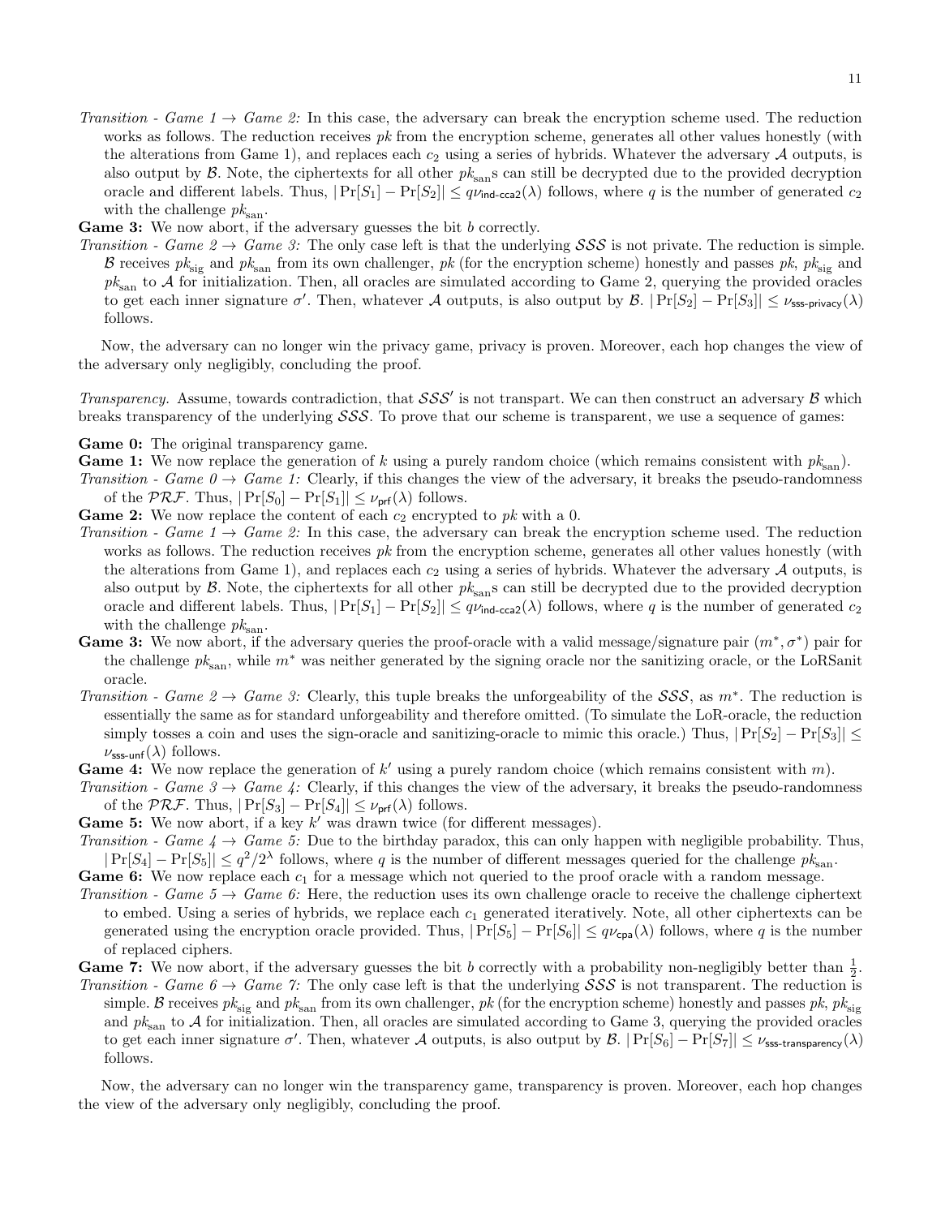*Transition - Game 1 → Game 2:* In this case, the adversary can break the encryption scheme used. The reduction works as follows. The reduction receives $pk$ from the encryption scheme, generates all other values honestly (with the alterations from Game 1), and replaces each $c_2$ using a series of hybrids. Whatever the adversary $\mathcal{A}$ outputs, is also output by $\mathcal{B}$. Note, the ciphertexts for all other $pk_{\text{san}}$s can still be decrypted due to the provided decryption oracle and different labels. Thus, $|\Pr[S_1] - \Pr[S_2]| \leq q\nu_{\mathsf{ind\text{-}cca2}}(\lambda)$ follows, where $q$ is the number of generated $c_2$ with the challenge $pk_{\text{san}}$.

**Game 3:** We now abort, if the adversary guesses the bit $b$ correctly.

*Transition - Game 2 → Game 3:* The only case left is that the underlying $\mathcal{SSS}$ is not private. The reduction is simple. $\mathcal{B}$ receives $pk_{\text{sig}}$ and $pk_{\text{san}}$ from its own challenger, $pk$ (for the encryption scheme) honestly and passes $pk$, $pk_{\text{sig}}$ and $pk_{\text{san}}$ to $\mathcal{A}$ for initialization. Then, all oracles are simulated according to Game 2, querying the provided oracles to get each inner signature $\sigma'$. Then, whatever $\mathcal{A}$ outputs, is also output by $\mathcal{B}$. $|\Pr[S_2] - \Pr[S_3]| \leq \nu_{\mathsf{sss\text{-}privacy}}(\lambda)$ follows.

Now, the adversary can no longer win the privacy game, privacy is proven. Moreover, each hop changes the view of the adversary only negligibly, concluding the proof.

*Transparency.* Assume, towards contradiction, that $\mathcal{SSS}'$ is not transpart. We can then construct an adversary $\mathcal{B}$ which breaks transparency of the underlying $\mathcal{SSS}$. To prove that our scheme is transparent, we use a sequence of games:

**Game 0:** The original transparency game.

**Game 1:** We now replace the generation of $k$ using a purely random choice (which remains consistent with $pk_{\text{san}}$).

*Transition - Game 0 → Game 1:* Clearly, if this changes the view of the adversary, it breaks the pseudo-randomness of the $\mathcal{PRF}$. Thus, $|\Pr[S_0] - \Pr[S_1]| \leq \nu_{\mathsf{prf}}(\lambda)$ follows.

**Game 2:** We now replace the content of each $c_2$ encrypted to $pk$ with a 0.

*Transition - Game 1 → Game 2:* In this case, the adversary can break the encryption scheme used. The reduction works as follows. The reduction receives $pk$ from the encryption scheme, generates all other values honestly (with the alterations from Game 1), and replaces each $c_2$ using a series of hybrids. Whatever the adversary $\mathcal{A}$ outputs, is also output by $\mathcal{B}$. Note, the ciphertexts for all other $pk_{\text{san}}$s can still be decrypted due to the provided decryption oracle and different labels. Thus, $|\Pr[S_1] - \Pr[S_2]| \leq q\nu_{\mathsf{ind\text{-}cca2}}(\lambda)$ follows, where $q$ is the number of generated $c_2$ with the challenge $pk_{\text{san}}$.

**Game 3:** We now abort, if the adversary queries the proof-oracle with a valid message/signature pair $(m^*, \sigma^*)$ pair for the challenge $pk_{\text{san}}$, while $m^*$ was neither generated by the signing oracle nor the sanitizing oracle, or the LoRSanit oracle.

*Transition - Game 2 → Game 3:* Clearly, this tuple breaks the unforgeability of the $\mathcal{SSS}$, as $m^*$. The reduction is essentially the same as for standard unforgeability and therefore omitted. (To simulate the LoR-oracle, the reduction simply tosses a coin and uses the sign-oracle and sanitizing-oracle to mimic this oracle.) Thus, $|\Pr[S_2] - \Pr[S_3]| \leq \nu_{\mathsf{sss\text{-}unf}}(\lambda)$ follows.

**Game 4:** We now replace the generation of $k'$ using a purely random choice (which remains consistent with $m$).

*Transition - Game 3 → Game 4:* Clearly, if this changes the view of the adversary, it breaks the pseudo-randomness of the $\mathcal{PRF}$. Thus, $|\Pr[S_3] - \Pr[S_4]| \leq \nu_{\mathsf{prf}}(\lambda)$ follows.

**Game 5:** We now abort, if a key $k'$ was drawn twice (for different messages).

*Transition - Game 4 → Game 5:* Due to the birthday paradox, this can only happen with negligible probability. Thus, $|\Pr[S_4] - \Pr[S_5]| \leq q^2/2^\lambda$ follows, where $q$ is the number of different messages queried for the challenge $pk_{\text{san}}$.

**Game 6:** We now replace each $c_1$ for a message which not queried to the proof oracle with a random message.

*Transition - Game 5 → Game 6:* Here, the reduction uses its own challenge oracle to receive the challenge ciphertext to embed. Using a series of hybrids, we replace each $c_1$ generated iteratively. Note, all other ciphertexts can be generated using the encryption oracle provided. Thus, $|\Pr[S_5] - \Pr[S_6]| \leq q\nu_{\mathsf{cpa}}(\lambda)$ follows, where $q$ is the number of replaced ciphers.

**Game 7:** We now abort, if the adversary guesses the bit $b$ correctly with a probability non-negligibly better than $\frac{1}{2}$.

*Transition - Game 6 → Game 7:* The only case left is that the underlying $\mathcal{SSS}$ is not transparent. The reduction is simple. $\mathcal{B}$ receives $pk_{\text{sig}}$ and $pk_{\text{san}}$ from its own challenger, $pk$ (for the encryption scheme) honestly and passes $pk$, $pk_{\text{sig}}$ and $pk_{\text{san}}$ to $\mathcal{A}$ for initialization. Then, all oracles are simulated according to Game 3, querying the provided oracles to get each inner signature $\sigma'$. Then, whatever $\mathcal{A}$ outputs, is also output by $\mathcal{B}$. $|\Pr[S_6] - \Pr[S_7]| \leq \nu_{\mathsf{sss\text{-}transparency}}(\lambda)$ follows.

Now, the adversary can no longer win the transparency game, transparency is proven. Moreover, each hop changes the view of the adversary only negligibly, concluding the proof.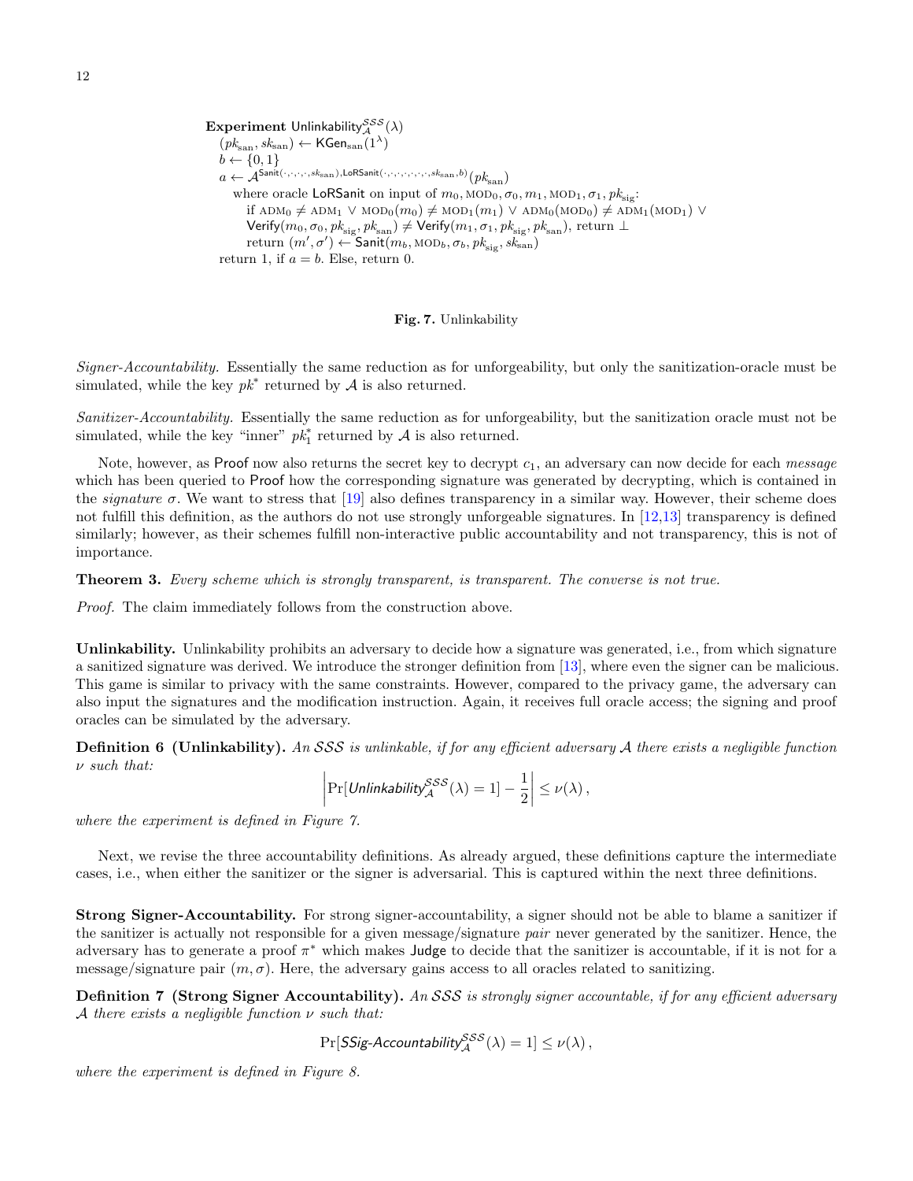**Experiment** $\mathsf{Unlinkability}_{\mathcal{A}}^{\mathcal{SSS}}(\lambda)$
$(pk_{\text{san}}, sk_{\text{san}}) \leftarrow \mathsf{KGen}_{\text{san}}(1^\lambda)$
$b \leftarrow \{0,1\}$
$a \leftarrow \mathcal{A}^{\mathsf{Sanit}(\cdot,\cdot,\cdot,\cdot,sk_{\text{san}}),\mathsf{LoRSanit}(\cdot,\cdot,\cdot,\cdot,\cdot,\cdot,\cdot,sk_{\text{san}},b)}(pk_{\text{san}})$
where oracle $\mathsf{LoRSanit}$ on input of $m_0, \text{MOD}_0, \sigma_0, m_1, \text{MOD}_1, \sigma_1, pk_{\text{sig}}$:
if $\text{ADM}_0 \neq \text{ADM}_1 \vee \text{MOD}_0(m_0) \neq \text{MOD}_1(m_1) \vee \text{ADM}_0(\text{MOD}_0) \neq \text{ADM}_1(\text{MOD}_1) \vee$
$\mathsf{Verify}(m_0, \sigma_0, pk_{\text{sig}}, pk_{\text{san}}) \neq \mathsf{Verify}(m_1, \sigma_1, pk_{\text{sig}}, pk_{\text{san}})$, return $\perp$
return $(m', \sigma') \leftarrow \mathsf{Sanit}(m_b, \text{MOD}_b, \sigma_b, pk_{\text{sig}}, sk_{\text{san}})$
return 1, if $a = b$. Else, return 0.

**Fig. 7.** Unlinkability

*Signer-Accountability.* Essentially the same reduction as for unforgeability, but only the sanitization-oracle must be simulated, while the key $pk^*$ returned by $\mathcal{A}$ is also returned.

*Sanitizer-Accountability.* Essentially the same reduction as for unforgeability, but the sanitization oracle must not be simulated, while the key "inner" $pk_1^*$ returned by $\mathcal{A}$ is also returned.

Note, however, as Proof now also returns the secret key to decrypt $c_1$, an adversary can now decide for each *message* which has been queried to Proof how the corresponding signature was generated by decrypting, which is contained in the *signature* $\sigma$. We want to stress that [19] also defines transparency in a similar way. However, their scheme does not fulfill this definition, as the authors do not use strongly unforgeable signatures. In [12,13] transparency is defined similarly; however, as their schemes fulfill non-interactive public accountability and not transparency, this is not of importance.

**Theorem 3.** *Every scheme which is strongly transparent, is transparent. The converse is not true.*

*Proof.* The claim immediately follows from the construction above.

**Unlinkability.** Unlinkability prohibits an adversary to decide how a signature was generated, i.e., from which signature a sanitized signature was derived. We introduce the stronger definition from [13], where even the signer can be malicious. This game is similar to privacy with the same constraints. However, compared to the privacy game, the adversary can also input the signatures and the modification instruction. Again, it receives full oracle access; the signing and proof oracles can be simulated by the adversary.

**Definition 6 (Unlinkability).** *An $\mathcal{SSS}$ is unlinkable, if for any efficient adversary $\mathcal{A}$ there exists a negligible function $\nu$ such that:*

$$\left|\Pr[\mathit{Unlinkability}_{\mathcal{A}}^{\mathcal{SSS}}(\lambda) = 1] - \frac{1}{2}\right| \leq \nu(\lambda)\,,$$

*where the experiment is defined in Figure 7.*

Next, we revise the three accountability definitions. As already argued, these definitions capture the intermediate cases, i.e., when either the sanitizer or the signer is adversarial. This is captured within the next three definitions.

**Strong Signer-Accountability.** For strong signer-accountability, a signer should not be able to blame a sanitizer if the sanitizer is actually not responsible for a given message/signature *pair* never generated by the sanitizer. Hence, the adversary has to generate a proof $\pi^*$ which makes Judge to decide that the sanitizer is accountable, if it is not for a message/signature pair $(m, \sigma)$. Here, the adversary gains access to all oracles related to sanitizing.

**Definition 7 (Strong Signer Accountability).** *An $\mathcal{SSS}$ is strongly signer accountable, if for any efficient adversary $\mathcal{A}$ there exists a negligible function $\nu$ such that:*

$$\Pr[\mathit{SSig\text{-}Accountability}_{\mathcal{A}}^{\mathcal{SSS}}(\lambda) = 1] \leq \nu(\lambda)\,,$$

*where the experiment is defined in Figure 8.*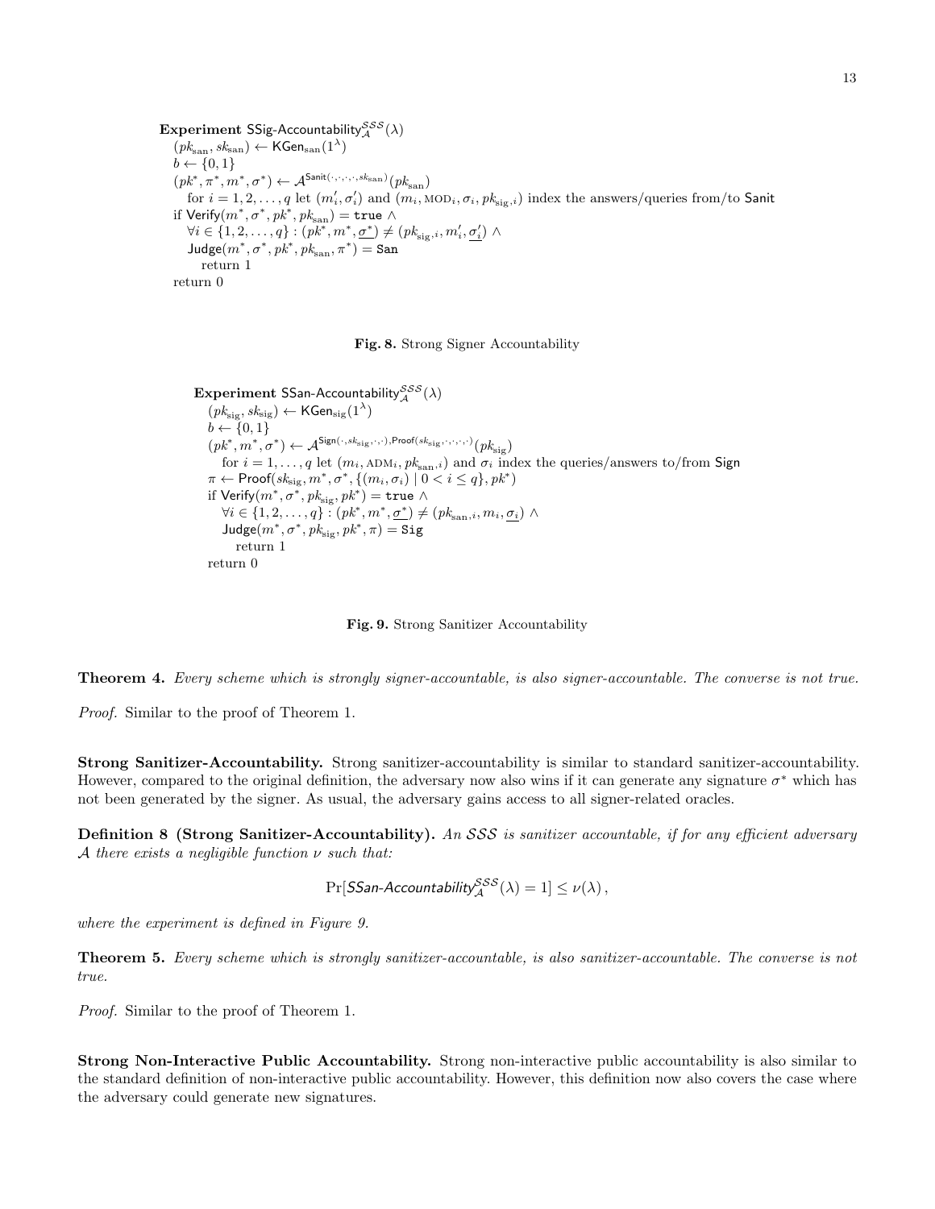**Experiment** $\mathsf{SSig\text{-}Accountability}_{\mathcal{A}}^{\mathcal{SSS}}(\lambda)$
$(pk_{\mathrm{san}}, sk_{\mathrm{san}}) \leftarrow \mathsf{KGen}_{\mathrm{san}}(1^\lambda)$
$b \leftarrow \{0,1\}$
$(pk^*, \pi^*, m^*, \sigma^*) \leftarrow \mathcal{A}^{\mathsf{Sanit}(\cdot,\cdot,\cdot,\cdot,sk_{\mathrm{san}})}(pk_{\mathrm{san}})$
  for $i = 1, 2, \ldots, q$ let $(m'_i, \sigma'_i)$ and $(m_i, \mathrm{MOD}_i, \sigma_i, pk_{\mathrm{sig},i})$ index the answers/queries from/to $\mathsf{Sanit}$
if $\mathsf{Verify}(m^*, \sigma^*, pk^*, pk_{\mathrm{san}}) = \mathtt{true}\ \wedge$
  $\forall i \in \{1, 2, \ldots, q\} : (pk^*, m^*, \underline{\sigma^*}) \neq (pk_{\mathrm{sig},i}, m'_i, \underline{\sigma'_i})\ \wedge$
  $\mathsf{Judge}(m^*, \sigma^*, pk^*, pk_{\mathrm{san}}, \pi^*) = \mathtt{San}$
    return 1
return 0

**Fig. 8.** Strong Signer Accountability

**Experiment** $\mathsf{SSan\text{-}Accountability}_{\mathcal{A}}^{\mathcal{SSS}}(\lambda)$
$(pk_{\mathrm{sig}}, sk_{\mathrm{sig}}) \leftarrow \mathsf{KGen}_{\mathrm{sig}}(1^\lambda)$
$b \leftarrow \{0,1\}$
$(pk^*, m^*, \sigma^*) \leftarrow \mathcal{A}^{\mathsf{Sign}(\cdot,sk_{\mathrm{sig}},\cdot,\cdot),\mathsf{Proof}(sk_{\mathrm{sig}},\cdot,\cdot,\cdot,\cdot)}(pk_{\mathrm{sig}})$
  for $i = 1, \ldots, q$ let $(m_i, \mathrm{ADM}_i, pk_{\mathrm{san},i})$ and $\sigma_i$ index the queries/answers to/from $\mathsf{Sign}$
$\pi \leftarrow \mathsf{Proof}(sk_{\mathrm{sig}}, m^*, \sigma^*, \{(m_i, \sigma_i) \mid 0 < i \leq q\}, pk^*)$
if $\mathsf{Verify}(m^*, \sigma^*, pk_{\mathrm{sig}}, pk^*) = \mathtt{true}\ \wedge$
  $\forall i \in \{1, 2, \ldots, q\} : (pk^*, m^*, \underline{\sigma^*}) \neq (pk_{\mathrm{san},i}, m_i, \underline{\sigma_i})\ \wedge$
  $\mathsf{Judge}(m^*, \sigma^*, pk_{\mathrm{sig}}, pk^*, \pi) = \mathtt{Sig}$
    return 1
return 0

**Fig. 9.** Strong Sanitizer Accountability

**Theorem 4.** *Every scheme which is strongly signer-accountable, is also signer-accountable. The converse is not true.*

*Proof.* Similar to the proof of Theorem 1.

**Strong Sanitizer-Accountability.** Strong sanitizer-accountability is similar to standard sanitizer-accountability. However, compared to the original definition, the adversary now also wins if it can generate any signature $\sigma^*$ which has not been generated by the signer. As usual, the adversary gains access to all signer-related oracles.

**Definition 8 (Strong Sanitizer-Accountability).** *An $\mathcal{SSS}$ is sanitizer accountable, if for any efficient adversary $\mathcal{A}$ there exists a negligible function $\nu$ such that:*

$$\Pr[\mathsf{SSan\text{-}Accountability}_{\mathcal{A}}^{\mathcal{SSS}}(\lambda) = 1] \leq \nu(\lambda)\,,$$

*where the experiment is defined in Figure 9.*

**Theorem 5.** *Every scheme which is strongly sanitizer-accountable, is also sanitizer-accountable. The converse is not true.*

*Proof.* Similar to the proof of Theorem 1.

**Strong Non-Interactive Public Accountability.** Strong non-interactive public accountability is also similar to the standard definition of non-interactive public accountability. However, this definition now also covers the case where the adversary could generate new signatures.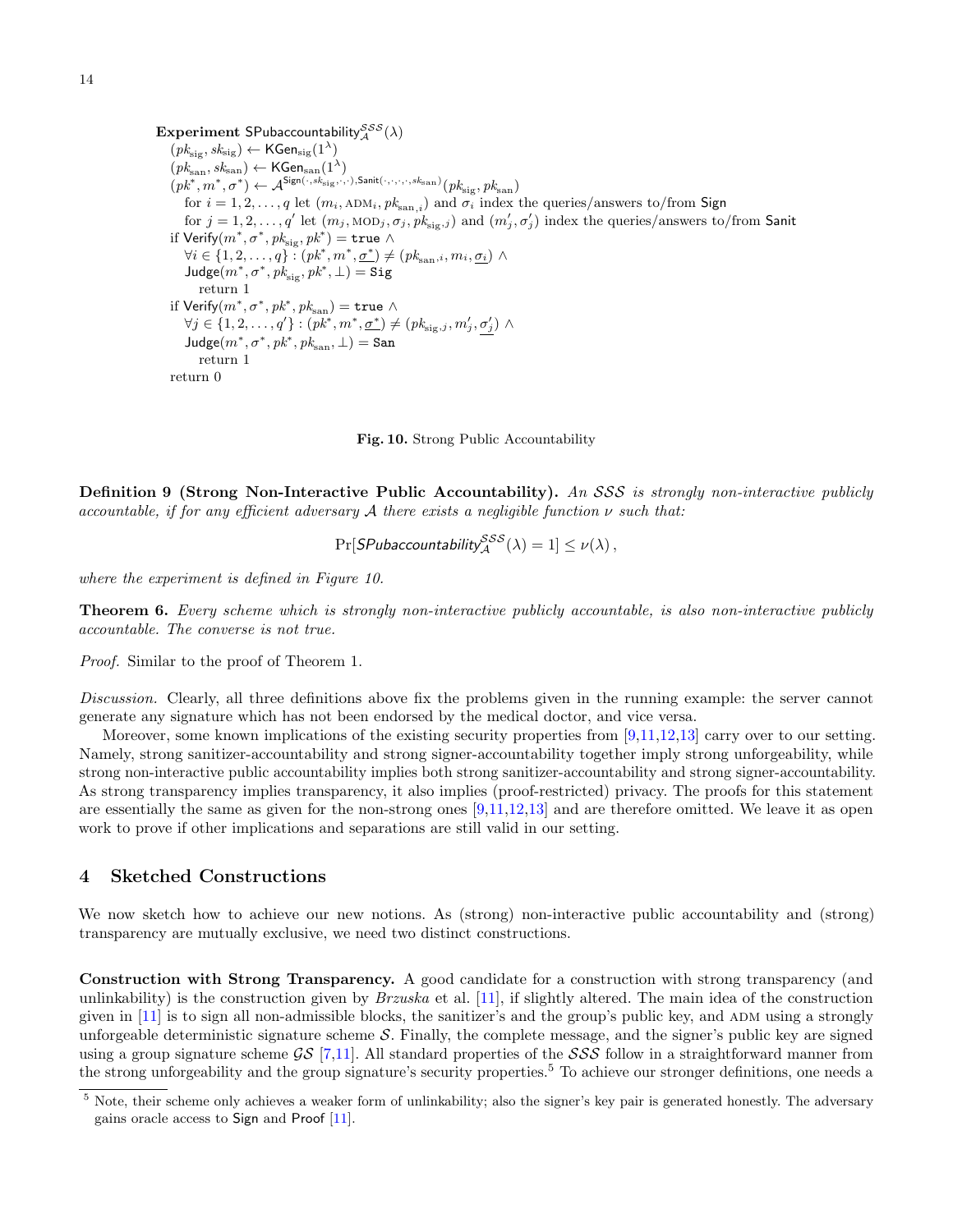**Experiment** $\mathsf{SPubaccountability}_{\mathcal{A}}^{\mathcal{SSS}}(\lambda)$
$(pk_{\text{sig}}, sk_{\text{sig}}) \leftarrow \mathsf{KGen}_{\text{sig}}(1^\lambda)$
$(pk_{\text{san}}, sk_{\text{san}}) \leftarrow \mathsf{KGen}_{\text{san}}(1^\lambda)$
$(pk^*, m^*, \sigma^*) \leftarrow \mathcal{A}^{\mathsf{Sign}(\cdot, sk_{\text{sig}}, \cdot, \cdot), \mathsf{Sanit}(\cdot,\cdot,\cdot,\cdot, sk_{\text{san}})}(pk_{\text{sig}}, pk_{\text{san}})$
  for $i = 1, 2, \ldots, q$ let $(m_i, \text{ADM}_i, pk_{\text{san},i})$ and $\sigma_i$ index the queries/answers to/from $\mathsf{Sign}$
  for $j = 1, 2, \ldots, q'$ let $(m_j, \text{MOD}_j, \sigma_j, pk_{\text{sig},j})$ and $(m'_j, \sigma'_j)$ index the queries/answers to/from $\mathsf{Sanit}$
if $\mathsf{Verify}(m^*, \sigma^*, pk_{\text{sig}}, pk^*) = \mathtt{true}\ \wedge$
  $\forall i \in \{1, 2, \ldots, q\} : (pk^*, m^*, \underline{\sigma^*}) \neq (pk_{\text{san},i}, m_i, \underline{\sigma_i})\ \wedge$
  $\mathsf{Judge}(m^*, \sigma^*, pk_{\text{sig}}, pk^*, \perp) = \mathtt{Sig}$
    return 1
if $\mathsf{Verify}(m^*, \sigma^*, pk^*, pk_{\text{san}}) = \mathtt{true}\ \wedge$
  $\forall j \in \{1, 2, \ldots, q'\} : (pk^*, m^*, \underline{\sigma^*}) \neq (pk_{\text{sig},j}, m'_j, \underline{\sigma'_j})\ \wedge$
  $\mathsf{Judge}(m^*, \sigma^*, pk^*, pk_{\text{san}}, \perp) = \mathtt{San}$
    return 1
return 0

**Fig. 10.** Strong Public Accountability

**Definition 9 (Strong Non-Interactive Public Accountability).** *An $\mathcal{SSS}$ is strongly non-interactive publicly accountable, if for any efficient adversary $\mathcal{A}$ there exists a negligible function $\nu$ such that:*

$$\Pr[\mathit{SPubaccountability}_{\mathcal{A}}^{\mathcal{SSS}}(\lambda) = 1] \leq \nu(\lambda)\,,$$

*where the experiment is defined in Figure 10.*

**Theorem 6.** *Every scheme which is strongly non-interactive publicly accountable, is also non-interactive publicly accountable. The converse is not true.*

*Proof.* Similar to the proof of Theorem 1.

*Discussion.* Clearly, all three definitions above fix the problems given in the running example: the server cannot generate any signature which has not been endorsed by the medical doctor, and vice versa.

Moreover, some known implications of the existing security properties from [9,11,12,13] carry over to our setting. Namely, strong sanitizer-accountability and strong signer-accountability together imply strong unforgeability, while strong non-interactive public accountability implies both strong sanitizer-accountability and strong signer-accountability. As strong transparency implies transparency, it also implies (proof-restricted) privacy. The proofs for this statement are essentially the same as given for the non-strong ones [9,11,12,13] and are therefore omitted. We leave it as open work to prove if other implications and separations are still valid in our setting.

## 4 Sketched Constructions

We now sketch how to achieve our new notions. As (strong) non-interactive public accountability and (strong) transparency are mutually exclusive, we need two distinct constructions.

**Construction with Strong Transparency.** A good candidate for a construction with strong transparency (and unlinkability) is the construction given by *Brzuska* et al. [11], if slightly altered. The main idea of the construction given in [11] is to sign all non-admissible blocks, the sanitizer's and the group's public key, and ADM using a strongly unforgeable deterministic signature scheme $\mathcal{S}$. Finally, the complete message, and the signer's public key are signed using a group signature scheme $\mathcal{GS}$ [7,11]. All standard properties of the $\mathcal{SSS}$ follow in a straightforward manner from the strong unforgeability and the group signature's security properties.[5] To achieve our stronger definitions, one needs a

[5] Note, their scheme only achieves a weaker form of unlinkability; also the signer's key pair is generated honestly. The adversary gains oracle access to Sign and Proof [11].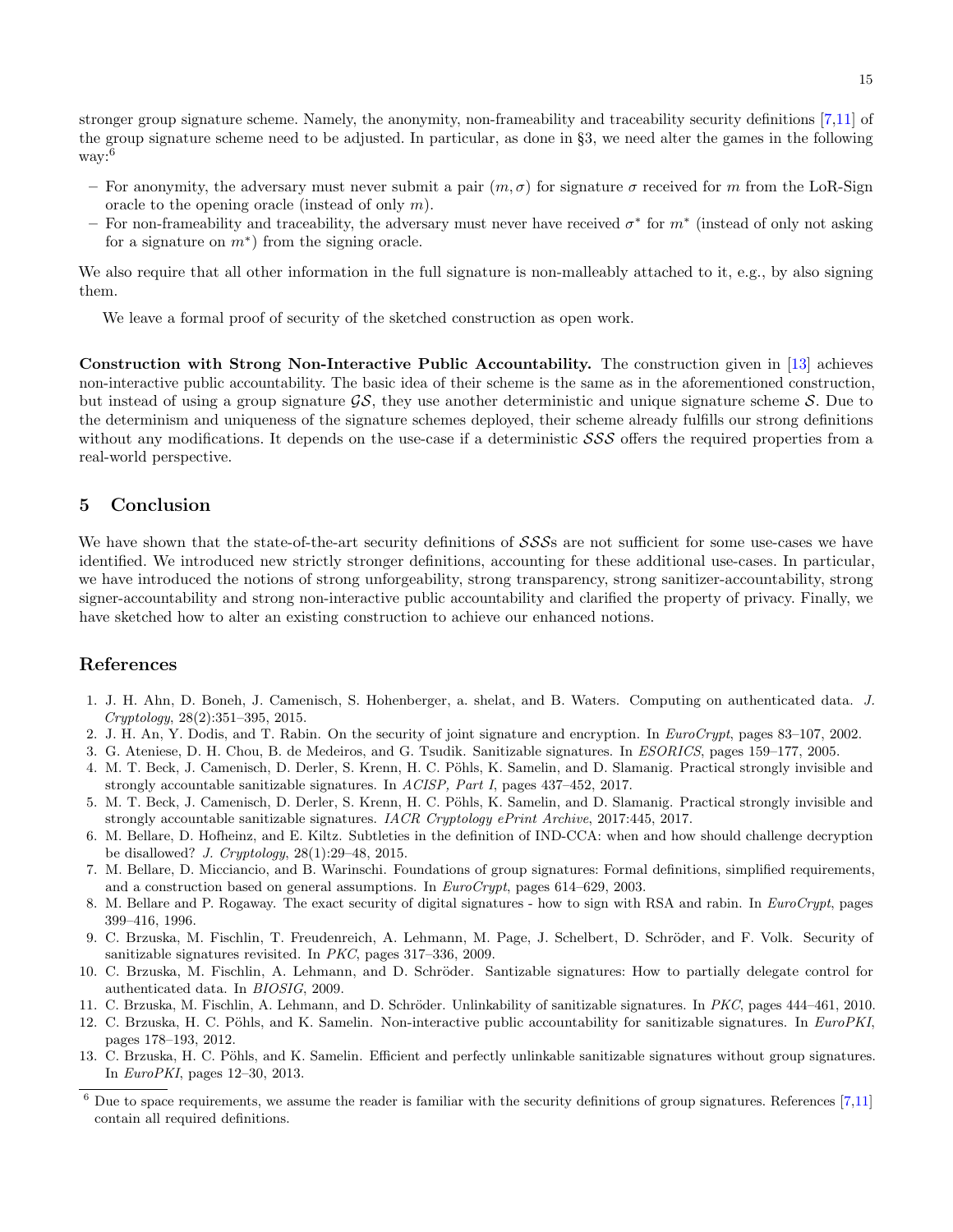stronger group signature scheme. Namely, the anonymity, non-frameability and traceability security definitions [7,11] of the group signature scheme need to be adjusted. In particular, as done in §3, we need alter the games in the following way:[6]

- For anonymity, the adversary must never submit a pair $(m, \sigma)$ for signature $\sigma$ received for $m$ from the LoR-Sign oracle to the opening oracle (instead of only $m$).
- For non-frameability and traceability, the adversary must never have received $\sigma^*$ for $m^*$ (instead of only not asking for a signature on $m^*$) from the signing oracle.

We also require that all other information in the full signature is non-malleably attached to it, e.g., by also signing them.

We leave a formal proof of security of the sketched construction as open work.

**Construction with Strong Non-Interactive Public Accountability.** The construction given in [13] achieves non-interactive public accountability. The basic idea of their scheme is the same as in the aforementioned construction, but instead of using a group signature $\mathcal{GS}$, they use another deterministic and unique signature scheme $\mathcal{S}$. Due to the determinism and uniqueness of the signature schemes deployed, their scheme already fulfills our strong definitions without any modifications. It depends on the use-case if a deterministic $\mathcal{SSS}$ offers the required properties from a real-world perspective.

## 5 Conclusion

We have shown that the state-of-the-art security definitions of $\mathcal{SSS}$s are not sufficient for some use-cases we have identified. We introduced new strictly stronger definitions, accounting for these additional use-cases. In particular, we have introduced the notions of strong unforgeability, strong transparency, strong sanitizer-accountability, strong signer-accountability and strong non-interactive public accountability and clarified the property of privacy. Finally, we have sketched how to alter an existing construction to achieve our enhanced notions.

## References

1. J. H. Ahn, D. Boneh, J. Camenisch, S. Hohenberger, a. shelat, and B. Waters. Computing on authenticated data. *J. Cryptology*, 28(2):351–395, 2015.
2. J. H. An, Y. Dodis, and T. Rabin. On the security of joint signature and encryption. In *EuroCrypt*, pages 83–107, 2002.
3. G. Ateniese, D. H. Chou, B. de Medeiros, and G. Tsudik. Sanitizable signatures. In *ESORICS*, pages 159–177, 2005.
4. M. T. Beck, J. Camenisch, D. Derler, S. Krenn, H. C. Pöhls, K. Samelin, and D. Slamanig. Practical strongly invisible and strongly accountable sanitizable signatures. In *ACISP, Part I*, pages 437–452, 2017.
5. M. T. Beck, J. Camenisch, D. Derler, S. Krenn, H. C. Pöhls, K. Samelin, and D. Slamanig. Practical strongly invisible and strongly accountable sanitizable signatures. *IACR Cryptology ePrint Archive*, 2017:445, 2017.
6. M. Bellare, D. Hofheinz, and E. Kiltz. Subtleties in the definition of IND-CCA: when and how should challenge decryption be disallowed? *J. Cryptology*, 28(1):29–48, 2015.
7. M. Bellare, D. Micciancio, and B. Warinschi. Foundations of group signatures: Formal definitions, simplified requirements, and a construction based on general assumptions. In *EuroCrypt*, pages 614–629, 2003.
8. M. Bellare and P. Rogaway. The exact security of digital signatures - how to sign with RSA and rabin. In *EuroCrypt*, pages 399–416, 1996.
9. C. Brzuska, M. Fischlin, T. Freudenreich, A. Lehmann, M. Page, J. Schelbert, D. Schröder, and F. Volk. Security of sanitizable signatures revisited. In *PKC*, pages 317–336, 2009.
10. C. Brzuska, M. Fischlin, A. Lehmann, and D. Schröder. Santizable signatures: How to partially delegate control for authenticated data. In *BIOSIG*, 2009.
11. C. Brzuska, M. Fischlin, A. Lehmann, and D. Schröder. Unlinkability of sanitizable signatures. In *PKC*, pages 444–461, 2010.
12. C. Brzuska, H. C. Pöhls, and K. Samelin. Non-interactive public accountability for sanitizable signatures. In *EuroPKI*, pages 178–193, 2012.
13. C. Brzuska, H. C. Pöhls, and K. Samelin. Efficient and perfectly unlinkable sanitizable signatures without group signatures. In *EuroPKI*, pages 12–30, 2013.

[6] Due to space requirements, we assume the reader is familiar with the security definitions of group signatures. References [7,11] contain all required definitions.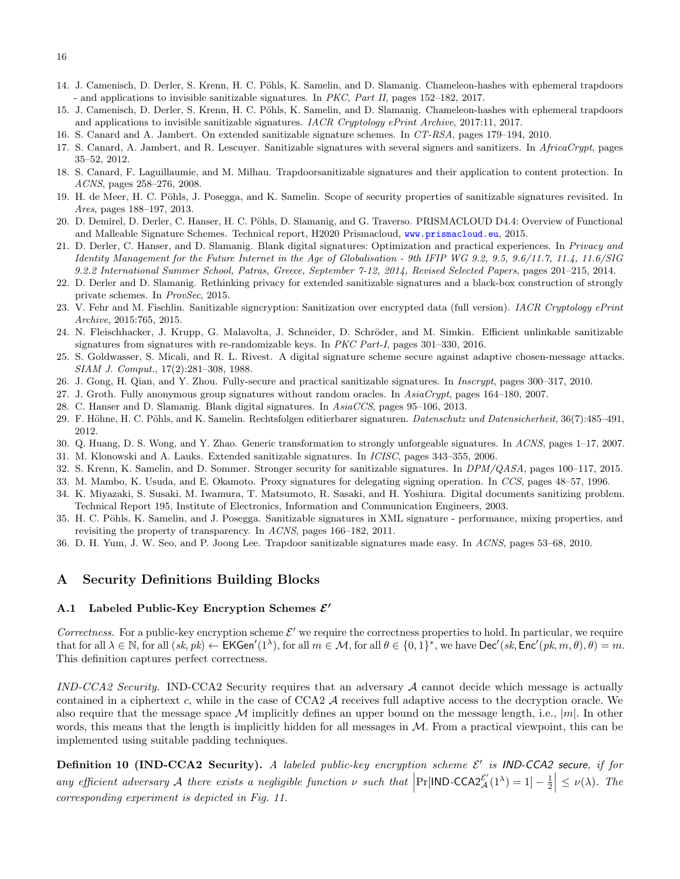14. J. Camenisch, D. Derler, S. Krenn, H. C. Pöhls, K. Samelin, and D. Slamanig. Chameleon-hashes with ephemeral trapdoors - and applications to invisible sanitizable signatures. In *PKC, Part II*, pages 152–182, 2017.
15. J. Camenisch, D. Derler, S. Krenn, H. C. Pöhls, K. Samelin, and D. Slamanig. Chameleon-hashes with ephemeral trapdoors and applications to invisible sanitizable signatures. *IACR Cryptology ePrint Archive*, 2017:11, 2017.
16. S. Canard and A. Jambert. On extended sanitizable signature schemes. In *CT-RSA*, pages 179–194, 2010.
17. S. Canard, A. Jambert, and R. Lescuyer. Sanitizable signatures with several signers and sanitizers. In *AfricaCrypt*, pages 35–52, 2012.
18. S. Canard, F. Laguillaumie, and M. Milhau. Trapdoorsanitizable signatures and their application to content protection. In *ACNS*, pages 258–276, 2008.
19. H. de Meer, H. C. Pöhls, J. Posegga, and K. Samelin. Scope of security properties of sanitizable signatures revisited. In *Ares*, pages 188–197, 2013.
20. D. Demirel, D. Derler, C. Hanser, H. C. Pöhls, D. Slamanig, and G. Traverso. PRISMACLOUD D4.4: Overview of Functional and Malleable Signature Schemes. Technical report, H2020 Prismacloud, www.prismacloud.eu, 2015.
21. D. Derler, C. Hanser, and D. Slamanig. Blank digital signatures: Optimization and practical experiences. In *Privacy and Identity Management for the Future Internet in the Age of Globalisation - 9th IFIP WG 9.2, 9.5, 9.6/11.7, 11.4, 11.6/SIG 9.2.2 International Summer School, Patras, Greece, September 7-12, 2014, Revised Selected Papers*, pages 201–215, 2014.
22. D. Derler and D. Slamanig. Rethinking privacy for extended sanitizable signatures and a black-box construction of strongly private schemes. In *ProvSec*, 2015.
23. V. Fehr and M. Fischlin. Sanitizable signcryption: Sanitization over encrypted data (full version). *IACR Cryptology ePrint Archive*, 2015:765, 2015.
24. N. Fleischhacker, J. Krupp, G. Malavolta, J. Schneider, D. Schröder, and M. Simkin. Efficient unlinkable sanitizable signatures from signatures with re-randomizable keys. In *PKC Part-I*, pages 301–330, 2016.
25. S. Goldwasser, S. Micali, and R. L. Rivest. A digital signature scheme secure against adaptive chosen-message attacks. *SIAM J. Comput.*, 17(2):281–308, 1988.
26. J. Gong, H. Qian, and Y. Zhou. Fully-secure and practical sanitizable signatures. In *Inscrypt*, pages 300–317, 2010.
27. J. Groth. Fully anonymous group signatures without random oracles. In *AsiaCrypt*, pages 164–180, 2007.
28. C. Hanser and D. Slamanig. Blank digital signatures. In *AsiaCCS*, pages 95–106, 2013.
29. F. Höhne, H. C. Pöhls, and K. Samelin. Rechtsfolgen editierbarer signaturen. *Datenschutz und Datensicherheit*, 36(7):485–491, 2012.
30. Q. Huang, D. S. Wong, and Y. Zhao. Generic transformation to strongly unforgeable signatures. In *ACNS*, pages 1–17, 2007.
31. M. Klonowski and A. Lauks. Extended sanitizable signatures. In *ICISC*, pages 343–355, 2006.
32. S. Krenn, K. Samelin, and D. Sommer. Stronger security for sanitizable signatures. In *DPM/QASA*, pages 100–117, 2015.
33. M. Mambo, K. Usuda, and E. Okamoto. Proxy signatures for delegating signing operation. In *CCS*, pages 48–57, 1996.
34. K. Miyazaki, S. Susaki, M. Iwamura, T. Matsumoto, R. Sasaki, and H. Yoshiura. Digital documents sanitizing problem. Technical Report 195, Institute of Electronics, Information and Communication Engineers, 2003.
35. H. C. Pöhls, K. Samelin, and J. Posegga. Sanitizable signatures in XML signature - performance, mixing properties, and revisiting the property of transparency. In *ACNS*, pages 166–182, 2011.
36. D. H. Yum, J. W. Seo, and P. Joong Lee. Trapdoor sanitizable signatures made easy. In *ACNS*, pages 53–68, 2010.

# A Security Definitions Building Blocks

## A.1 Labeled Public-Key Encryption Schemes $\mathcal{E}'$

*Correctness.* For a public-key encryption scheme $\mathcal{E}'$ we require the correctness properties to hold. In particular, we require that for all $\lambda \in \mathbb{N}$, for all $(sk, pk) \leftarrow \mathsf{EKGen}'(1^\lambda)$, for all $m \in \mathcal{M}$, for all $\theta \in \{0,1\}^*$, we have $\mathsf{Dec}'(sk, \mathsf{Enc}'(pk, m, \theta), \theta) = m$. This definition captures perfect correctness.

*IND-CCA2 Security.* IND-CCA2 Security requires that an adversary $\mathcal{A}$ cannot decide which message is actually contained in a ciphertext $c$, while in the case of CCA2 $\mathcal{A}$ receives full adaptive access to the decryption oracle. We also require that the message space $\mathcal{M}$ implicitly defines an upper bound on the message length, i.e., $|m|$. In other words, this means that the length is implicitly hidden for all messages in $\mathcal{M}$. From a practical viewpoint, this can be implemented using suitable padding techniques.

**Definition 10 (IND-CCA2 Security).** *A labeled public-key encryption scheme $\mathcal{E}'$ is* **IND-CCA2 secure***, if for any efficient adversary $\mathcal{A}$ there exists a negligible function $\nu$ such that $\left|\Pr[\mathsf{IND\text{-}CCA2}_{\mathcal{A}}^{\mathcal{E}'}(1^\lambda) = 1] - \frac{1}{2}\right| \leq \nu(\lambda)$. The corresponding experiment is depicted in Fig. 11.*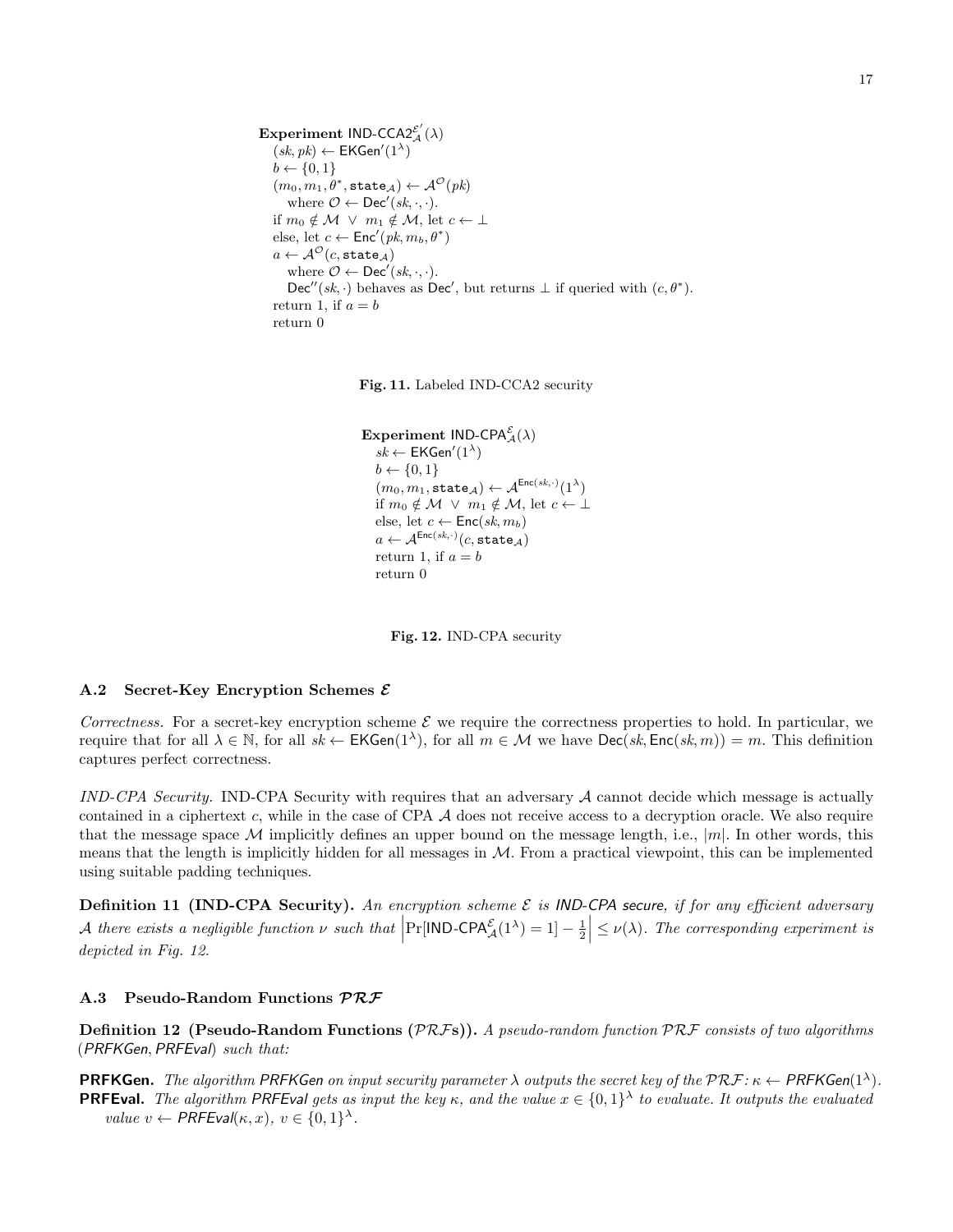**Experiment** $\mathsf{IND\text{-}CCA2}^{\mathcal{E}'}_{\mathcal{A}}(\lambda)$
  $(sk, pk) \leftarrow \mathsf{EKGen}'(1^\lambda)$
  $b \leftarrow \{0,1\}$
  $(m_0, m_1, \theta^*, \mathtt{state}_{\mathcal{A}}) \leftarrow \mathcal{A}^{\mathcal{O}}(pk)$
    where $\mathcal{O} \leftarrow \mathsf{Dec}'(sk, \cdot, \cdot)$.
  if $m_0 \notin \mathcal{M} \ \vee \ m_1 \notin \mathcal{M}$, let $c \leftarrow \perp$
  else, let $c \leftarrow \mathsf{Enc}'(pk, m_b, \theta^*)$
  $a \leftarrow \mathcal{A}^{\mathcal{O}}(c, \mathtt{state}_{\mathcal{A}})$
    where $\mathcal{O} \leftarrow \mathsf{Dec}'(sk, \cdot, \cdot)$.
    $\mathsf{Dec}''(sk, \cdot)$ behaves as $\mathsf{Dec}'$, but returns $\perp$ if queried with $(c, \theta^*)$.
  return 1, if $a = b$
  return 0

**Fig. 11.** Labeled IND-CCA2 security

**Experiment** $\mathsf{IND\text{-}CPA}^{\mathcal{E}}_{\mathcal{A}}(\lambda)$
  $sk \leftarrow \mathsf{EKGen}'(1^\lambda)$
  $b \leftarrow \{0,1\}$
  $(m_0, m_1, \mathtt{state}_{\mathcal{A}}) \leftarrow \mathcal{A}^{\mathsf{Enc}(sk,\cdot)}(1^\lambda)$
  if $m_0 \notin \mathcal{M} \ \vee \ m_1 \notin \mathcal{M}$, let $c \leftarrow \perp$
  else, let $c \leftarrow \mathsf{Enc}(sk, m_b)$
  $a \leftarrow \mathcal{A}^{\mathsf{Enc}(sk,\cdot)}(c, \mathtt{state}_{\mathcal{A}})$
  return 1, if $a = b$
  return 0

**Fig. 12.** IND-CPA security

### A.2 Secret-Key Encryption Schemes $\mathcal{E}$

*Correctness.* For a secret-key encryption scheme $\mathcal{E}$ we require the correctness properties to hold. In particular, we require that for all $\lambda \in \mathbb{N}$, for all $sk \leftarrow \mathsf{EKGen}(1^\lambda)$, for all $m \in \mathcal{M}$ we have $\mathsf{Dec}(sk, \mathsf{Enc}(sk, m)) = m$. This definition captures perfect correctness.

*IND-CPA Security.* IND-CPA Security with requires that an adversary $\mathcal{A}$ cannot decide which message is actually contained in a ciphertext $c$, while in the case of CPA $\mathcal{A}$ does not receive access to a decryption oracle. We also require that the message space $\mathcal{M}$ implicitly defines an upper bound on the message length, i.e., $|m|$. In other words, this means that the length is implicitly hidden for all messages in $\mathcal{M}$. From a practical viewpoint, this can be implemented using suitable padding techniques.

**Definition 11 (IND-CPA Security).** *An encryption scheme $\mathcal{E}$ is* IND-CPA secure*, if for any efficient adversary $\mathcal{A}$ there exists a negligible function $\nu$ such that $\left|\Pr[\mathsf{IND\text{-}CPA}^{\mathcal{E}}_{\mathcal{A}}(1^\lambda) = 1] - \frac{1}{2}\right| \leq \nu(\lambda)$. The corresponding experiment is depicted in Fig. 12.*

### A.3 Pseudo-Random Functions $\mathcal{PRF}$

**Definition 12 (Pseudo-Random Functions ($\mathcal{PRF}$s)).** *A pseudo-random function $\mathcal{PRF}$ consists of two algorithms ($\mathsf{PRFKGen}, \mathsf{PRFEval}$) such that:*

- **PRFKGen.** *The algorithm $\mathsf{PRFKGen}$ on input security parameter $\lambda$ outputs the secret key of the $\mathcal{PRF}$: $\kappa \leftarrow \mathsf{PRFKGen}(1^\lambda)$.*
- **PRFEval.** *The algorithm $\mathsf{PRFEval}$ gets as input the key $\kappa$, and the value $x \in \{0,1\}^\lambda$ to evaluate. It outputs the evaluated value $v \leftarrow \mathsf{PRFEval}(\kappa, x)$, $v \in \{0,1\}^\lambda$.*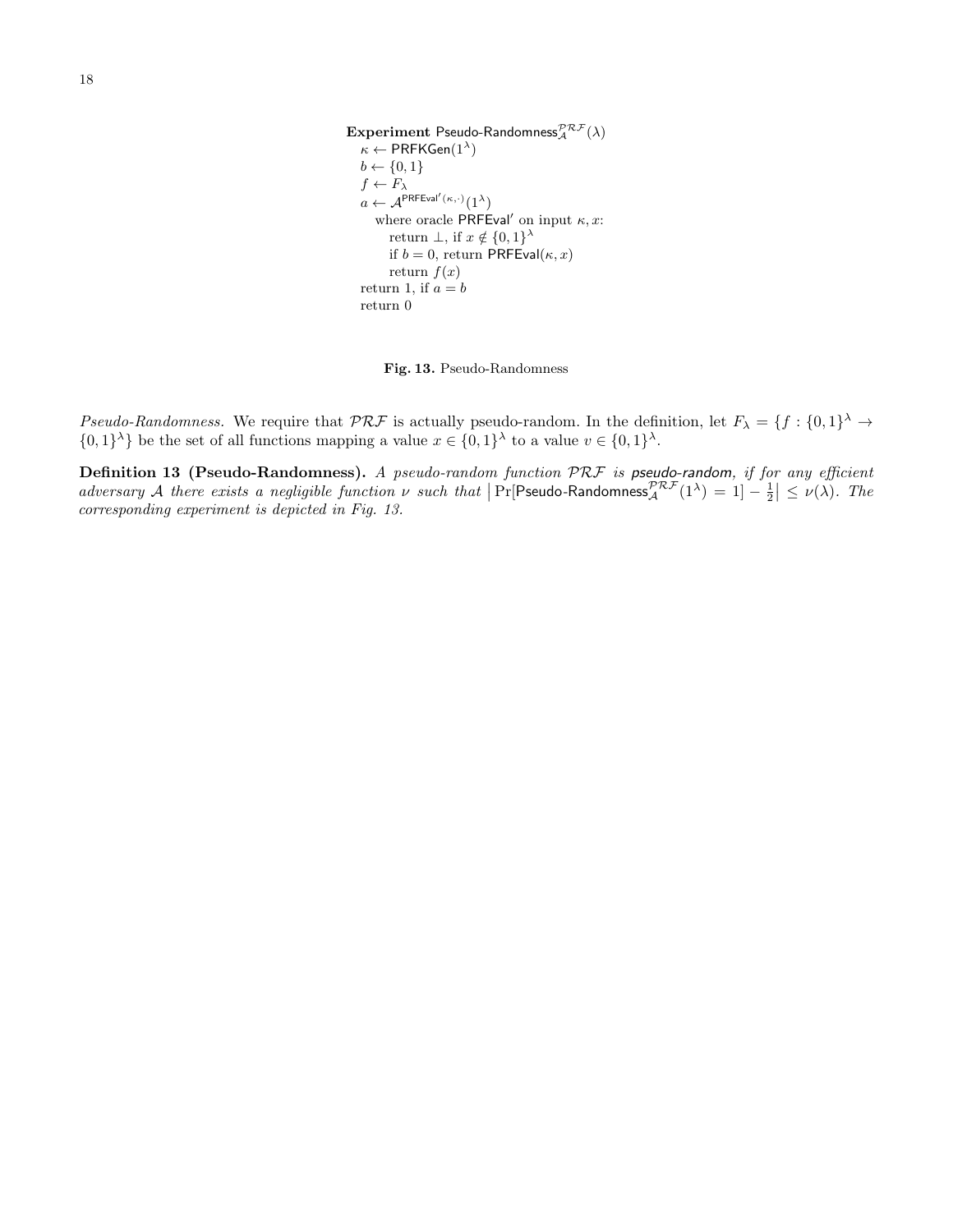**Experiment** $\mathsf{Pseudo\text{-}Randomness}_{\mathcal{A}}^{\mathcal{PRF}}(\lambda)$
$\kappa \leftarrow \mathsf{PRFKGen}(1^\lambda)$
$b \leftarrow \{0,1\}$
$f \leftarrow F_\lambda$
$a \leftarrow \mathcal{A}^{\mathsf{PRFEval}'(\kappa,\cdot)}(1^\lambda)$
  where oracle $\mathsf{PRFEval}'$ on input $\kappa, x$:
    return $\perp$, if $x \notin \{0,1\}^\lambda$
    if $b = 0$, return $\mathsf{PRFEval}(\kappa, x)$
    return $f(x)$
return 1, if $a = b$
return 0

**Fig. 13.** Pseudo-Randomness

*Pseudo-Randomness.* We require that $\mathcal{PRF}$ is actually pseudo-random. In the definition, let $F_\lambda = \{f : \{0,1\}^\lambda \to \{0,1\}^\lambda\}$ be the set of all functions mapping a value $x \in \{0,1\}^\lambda$ to a value $v \in \{0,1\}^\lambda$.

**Definition 13 (Pseudo-Randomness).** *A pseudo-random function $\mathcal{PRF}$ is* ***pseudo-random****, if for any efficient adversary $\mathcal{A}$ there exists a negligible function $\nu$ such that $\left|\Pr[\mathsf{Pseudo\text{-}Randomness}_{\mathcal{A}}^{\mathcal{PRF}}(1^\lambda) = 1] - \frac{1}{2}\right| \leq \nu(\lambda)$. The corresponding experiment is depicted in Fig. 13.*